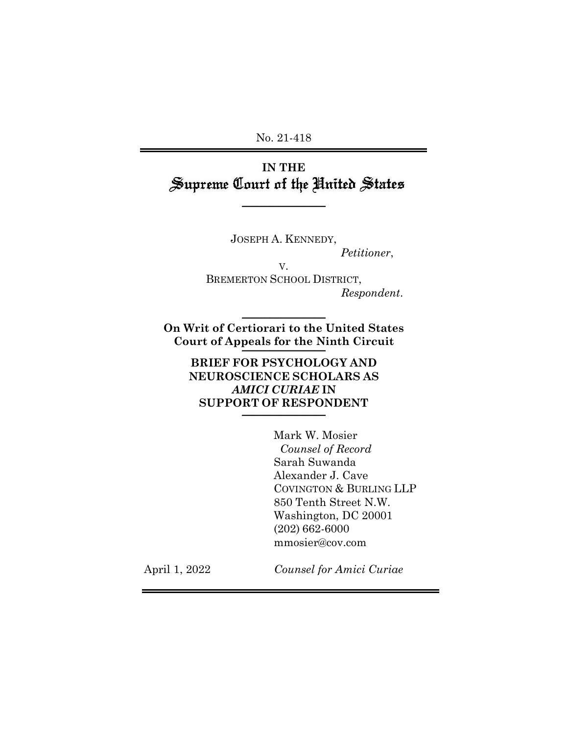No. 21-418

# IN THE
# Supreme Court of the United States

JOSEPH A. KENNEDY,
*Petitioner*,

v.

BREMERTON SCHOOL DISTRICT,
*Respondent*.

**On Writ of Certiorari to the United States Court of Appeals for the Ninth Circuit**

**BRIEF FOR PSYCHOLOGY AND NEUROSCIENCE SCHOLARS AS *AMICI CURIAE* IN SUPPORT OF RESPONDENT**

Mark W. Mosier
*Counsel of Record*
Sarah Suwanda
Alexander J. Cave
COVINGTON & BURLING LLP
850 Tenth Street N.W.
Washington, DC 20001
(202) 662-6000
mmosier@cov.com

April 1, 2022

*Counsel for Amici Curiae*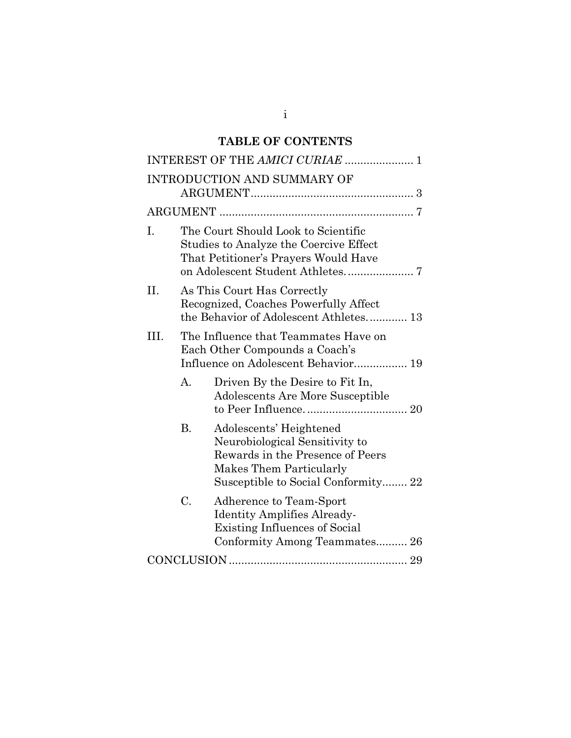# TABLE OF CONTENTS

INTEREST OF THE *AMICI CURIAE* ...................... 1

INTRODUCTION AND SUMMARY OF ARGUMENT .................................................... 3

ARGUMENT ............................................................. 7

I. The Court Should Look to Scientific Studies to Analyze the Coercive Effect That Petitioner's Prayers Would Have on Adolescent Student Athletes. .................... 7

II. As This Court Has Correctly Recognized, Coaches Powerfully Affect the Behavior of Adolescent Athletes. ........... 13

III. The Influence that Teammates Have on Each Other Compounds a Coach's Influence on Adolescent Behavior................ 19

   A. Driven By the Desire to Fit In, Adolescents Are More Susceptible to Peer Influence. ............................... 20

   B. Adolescents' Heightened Neurobiological Sensitivity to Rewards in the Presence of Peers Makes Them Particularly Susceptible to Social Conformity........ 22

   C. Adherence to Team-Sport Identity Amplifies Already-Existing Influences of Social Conformity Among Teammates.......... 26

CONCLUSION ........................................................ 29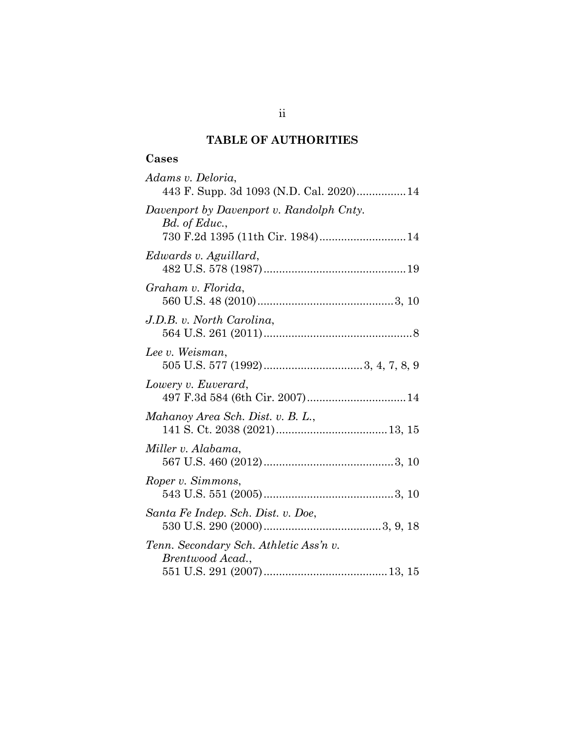# TABLE OF AUTHORITIES

## Cases

*Adams v. Deloria*,
443 F. Supp. 3d 1093 (N.D. Cal. 2020)................14

*Davenport by Davenport v. Randolph Cnty. Bd. of Educ.*,
730 F.2d 1395 (11th Cir. 1984)............................14

*Edwards v. Aguillard*,
482 U.S. 578 (1987)..............................................19

*Graham v. Florida*,
560 U.S. 48 (2010)............................................3, 10

*J.D.B. v. North Carolina*,
564 U.S. 261 (2011)................................................8

*Lee v. Weisman*,
505 U.S. 577 (1992)................................3, 4, 7, 8, 9

*Lowery v. Euverard*,
497 F.3d 584 (6th Cir. 2007)................................14

*Mahanoy Area Sch. Dist. v. B. L.*,
141 S. Ct. 2038 (2021)....................................13, 15

*Miller v. Alabama*,
567 U.S. 460 (2012)..........................................3, 10

*Roper v. Simmons*,
543 U.S. 551 (2005)..........................................3, 10

*Santa Fe Indep. Sch. Dist. v. Doe*,
530 U.S. 290 (2000)......................................3, 9, 18

*Tenn. Secondary Sch. Athletic Ass'n v. Brentwood Acad.*,
551 U.S. 291 (2007)........................................13, 15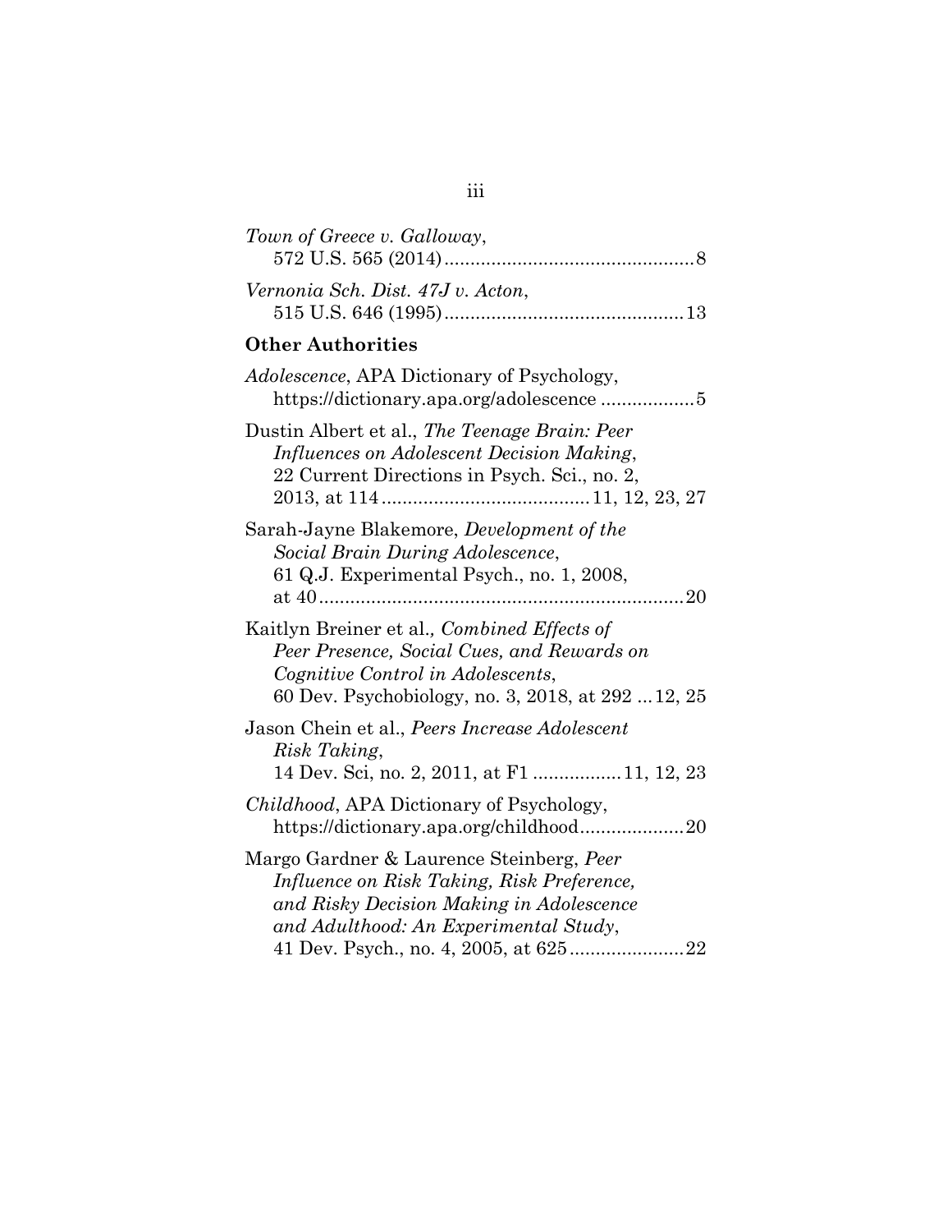*Town of Greece v. Galloway*,
572 U.S. 565 (2014)................................................8

*Vernonia Sch. Dist. 47J v. Acton*,
515 U.S. 646 (1995)..............................................13

**Other Authorities**

*Adolescence*, APA Dictionary of Psychology,
https://dictionary.apa.org/adolescence ..................5

Dustin Albert et al., *The Teenage Brain: Peer Influences on Adolescent Decision Making*,
22 Current Directions in Psych. Sci., no. 2,
2013, at 114........................................11, 12, 23, 27

Sarah-Jayne Blakemore, *Development of the Social Brain During Adolescence*,
61 Q.J. Experimental Psych., no. 1, 2008,
at 40......................................................................20

Kaitlyn Breiner et al., *Combined Effects of Peer Presence, Social Cues, and Rewards on Cognitive Control in Adolescents*,
60 Dev. Psychobiology, no. 3, 2018, at 292 ...12, 25

Jason Chein et al., *Peers Increase Adolescent Risk Taking*,
14 Dev. Sci, no. 2, 2011, at F1 .................11, 12, 23

*Childhood*, APA Dictionary of Psychology,
https://dictionary.apa.org/childhood....................20

Margo Gardner & Laurence Steinberg, *Peer Influence on Risk Taking, Risk Preference, and Risky Decision Making in Adolescence and Adulthood: An Experimental Study*,
41 Dev. Psych., no. 4, 2005, at 625......................22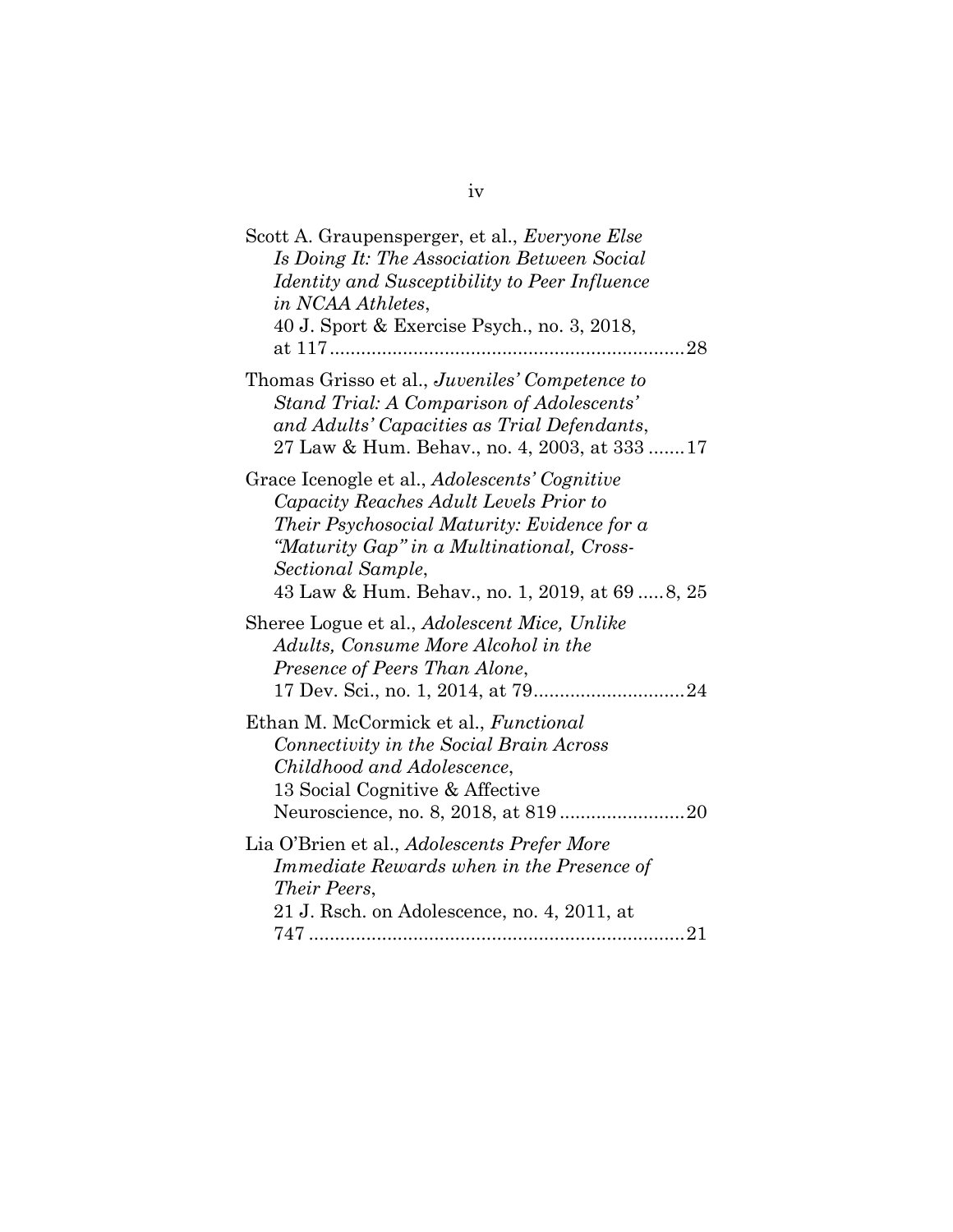Scott A. Graupensperger, et al., *Everyone Else Is Doing It: The Association Between Social Identity and Susceptibility to Peer Influence in NCAA Athletes*, 40 J. Sport & Exercise Psych., no. 3, 2018, at 117 .......... 28

Thomas Grisso et al., *Juveniles' Competence to Stand Trial: A Comparison of Adolescents' and Adults' Capacities as Trial Defendants*, 27 Law & Hum. Behav., no. 4, 2003, at 333 ....... 17

Grace Icenogle et al., *Adolescents' Cognitive Capacity Reaches Adult Levels Prior to Their Psychosocial Maturity: Evidence for a "Maturity Gap" in a Multinational, Cross-Sectional Sample*, 43 Law & Hum. Behav., no. 1, 2019, at 69 ..... 8, 25

Sheree Logue et al., *Adolescent Mice, Unlike Adults, Consume More Alcohol in the Presence of Peers Than Alone*, 17 Dev. Sci., no. 1, 2014, at 79 .......... 24

Ethan M. McCormick et al., *Functional Connectivity in the Social Brain Across Childhood and Adolescence*, 13 Social Cognitive & Affective Neuroscience, no. 8, 2018, at 819 .......... 20

Lia O'Brien et al., *Adolescents Prefer More Immediate Rewards when in the Presence of Their Peers*, 21 J. Rsch. on Adolescence, no. 4, 2011, at 747 .......... 21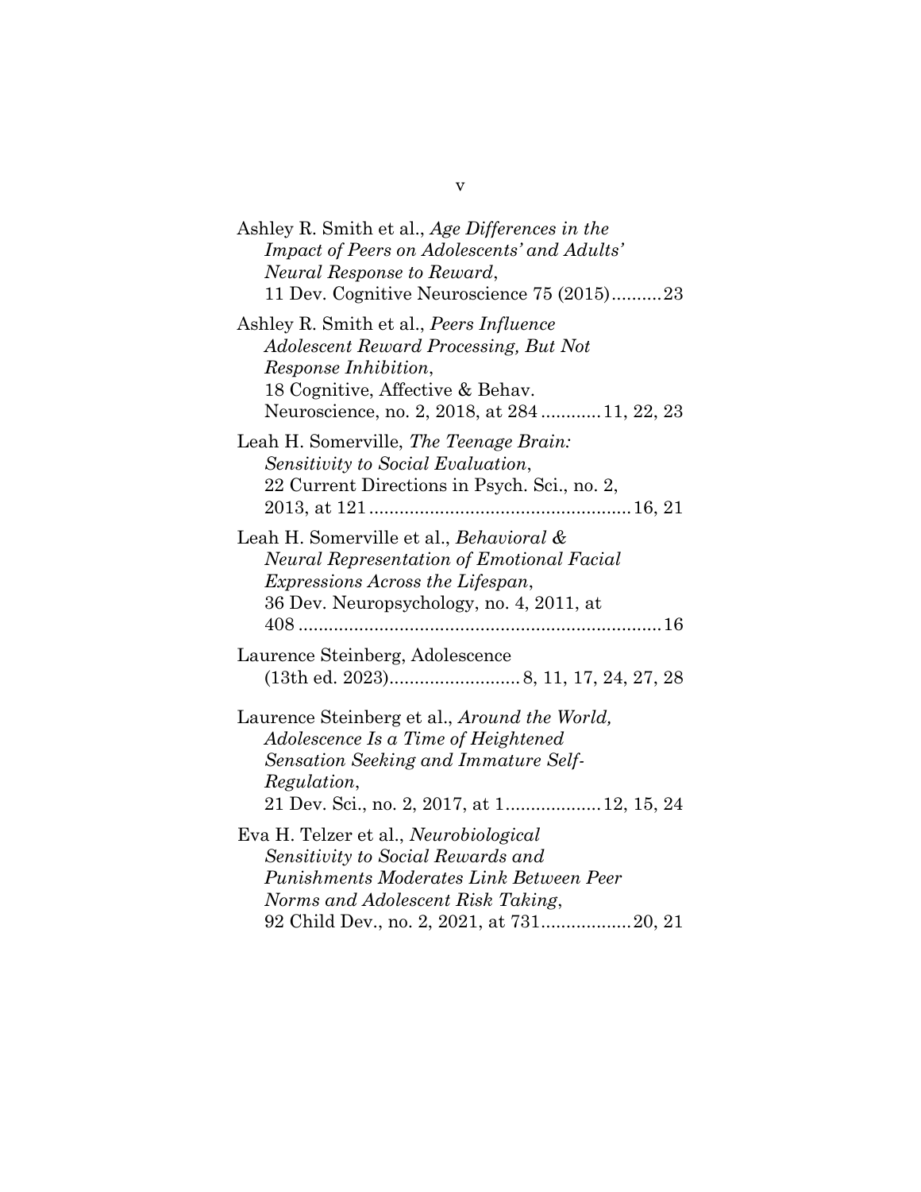Ashley R. Smith et al., *Age Differences in the Impact of Peers on Adolescents' and Adults' Neural Response to Reward*, 11 Dev. Cognitive Neuroscience 75 (2015)..........23

Ashley R. Smith et al., *Peers Influence Adolescent Reward Processing, But Not Response Inhibition*, 18 Cognitive, Affective & Behav. Neuroscience, no. 2, 2018, at 284 ............11, 22, 23

Leah H. Somerville, *The Teenage Brain: Sensitivity to Social Evaluation*, 22 Current Directions in Psych. Sci., no. 2, 2013, at 121....................................................16, 21

Leah H. Somerville et al., *Behavioral & Neural Representation of Emotional Facial Expressions Across the Lifespan*, 36 Dev. Neuropsychology, no. 4, 2011, at 408........................................................................16

Laurence Steinberg, Adolescence (13th ed. 2023)..........................8, 11, 17, 24, 27, 28

Laurence Steinberg et al., *Around the World, Adolescence Is a Time of Heightened Sensation Seeking and Immature Self-Regulation*, 21 Dev. Sci., no. 2, 2017, at 1...................12, 15, 24

Eva H. Telzer et al., *Neurobiological Sensitivity to Social Rewards and Punishments Moderates Link Between Peer Norms and Adolescent Risk Taking*, 92 Child Dev., no. 2, 2021, at 731..................20, 21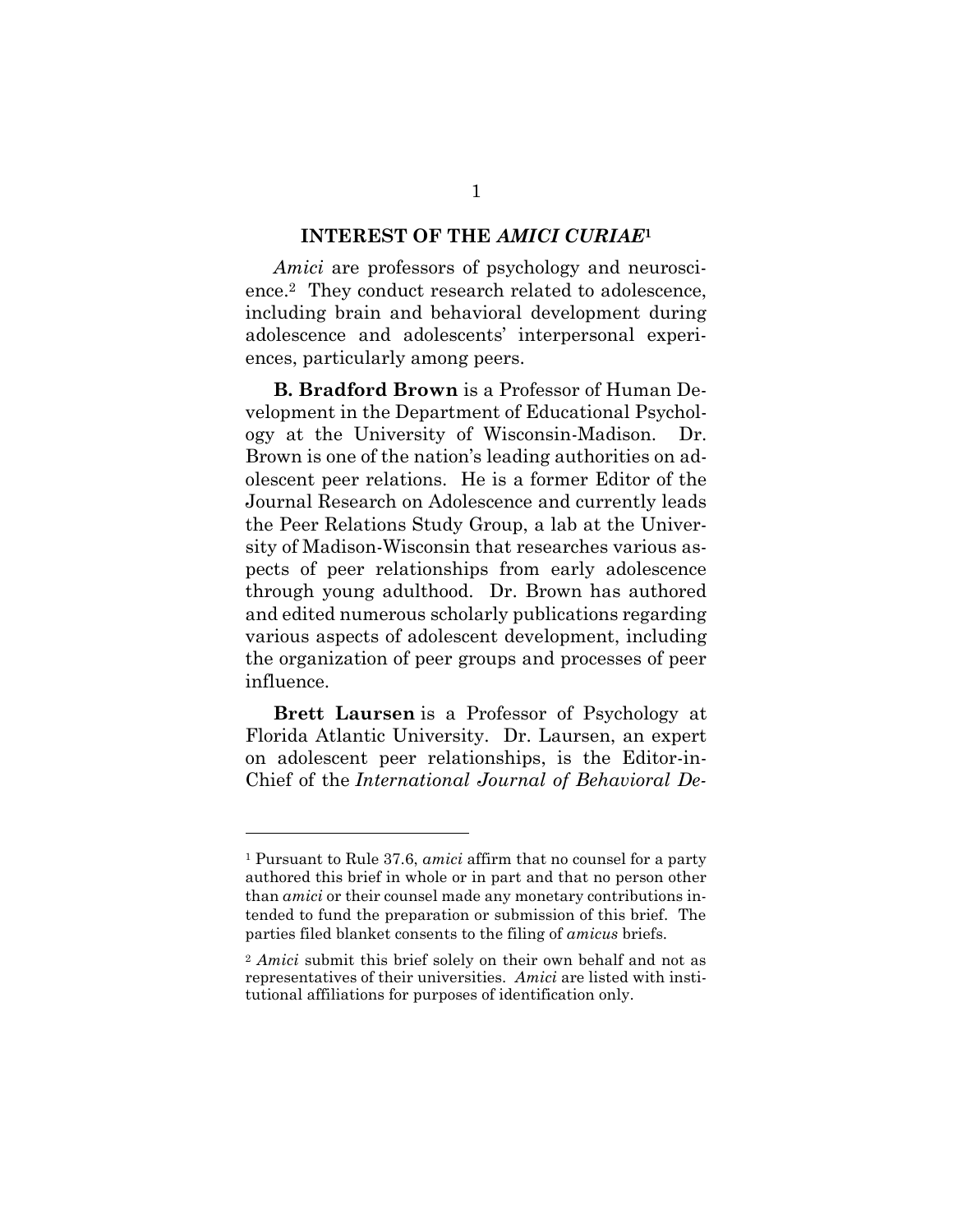## INTEREST OF THE *AMICI CURIAE*[1]

*Amici* are professors of psychology and neuroscience.[2] They conduct research related to adolescence, including brain and behavioral development during adolescence and adolescents' interpersonal experiences, particularly among peers.

**B. Bradford Brown** is a Professor of Human Development in the Department of Educational Psychology at the University of Wisconsin-Madison. Dr. Brown is one of the nation's leading authorities on adolescent peer relations. He is a former Editor of the Journal Research on Adolescence and currently leads the Peer Relations Study Group, a lab at the University of Madison-Wisconsin that researches various aspects of peer relationships from early adolescence through young adulthood. Dr. Brown has authored and edited numerous scholarly publications regarding various aspects of adolescent development, including the organization of peer groups and processes of peer influence.

**Brett Laursen** is a Professor of Psychology at Florida Atlantic University. Dr. Laursen, an expert on adolescent peer relationships, is the Editor-in-Chief of the *International Journal of Behavioral De-*

---

[1] Pursuant to Rule 37.6, *amici* affirm that no counsel for a party authored this brief in whole or in part and that no person other than *amici* or their counsel made any monetary contributions intended to fund the preparation or submission of this brief. The parties filed blanket consents to the filing of *amicus* briefs.

[2] *Amici* submit this brief solely on their own behalf and not as representatives of their universities. *Amici* are listed with institutional affiliations for purposes of identification only.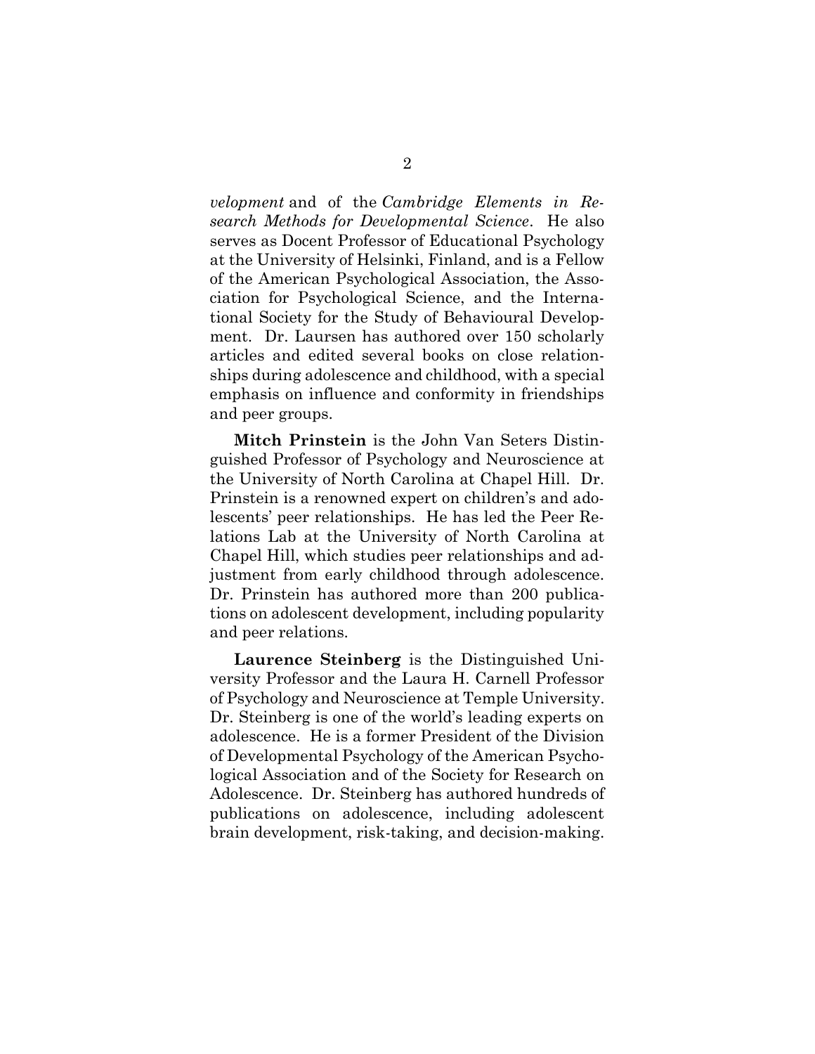*velopment* and of the *Cambridge Elements in Research Methods for Developmental Science*. He also serves as Docent Professor of Educational Psychology at the University of Helsinki, Finland, and is a Fellow of the American Psychological Association, the Association for Psychological Science, and the International Society for the Study of Behavioural Development. Dr. Laursen has authored over 150 scholarly articles and edited several books on close relationships during adolescence and childhood, with a special emphasis on influence and conformity in friendships and peer groups.

**Mitch Prinstein** is the John Van Seters Distinguished Professor of Psychology and Neuroscience at the University of North Carolina at Chapel Hill. Dr. Prinstein is a renowned expert on children's and adolescents' peer relationships. He has led the Peer Relations Lab at the University of North Carolina at Chapel Hill, which studies peer relationships and adjustment from early childhood through adolescence. Dr. Prinstein has authored more than 200 publications on adolescent development, including popularity and peer relations.

**Laurence Steinberg** is the Distinguished University Professor and the Laura H. Carnell Professor of Psychology and Neuroscience at Temple University. Dr. Steinberg is one of the world's leading experts on adolescence. He is a former President of the Division of Developmental Psychology of the American Psychological Association and of the Society for Research on Adolescence. Dr. Steinberg has authored hundreds of publications on adolescence, including adolescent brain development, risk-taking, and decision-making.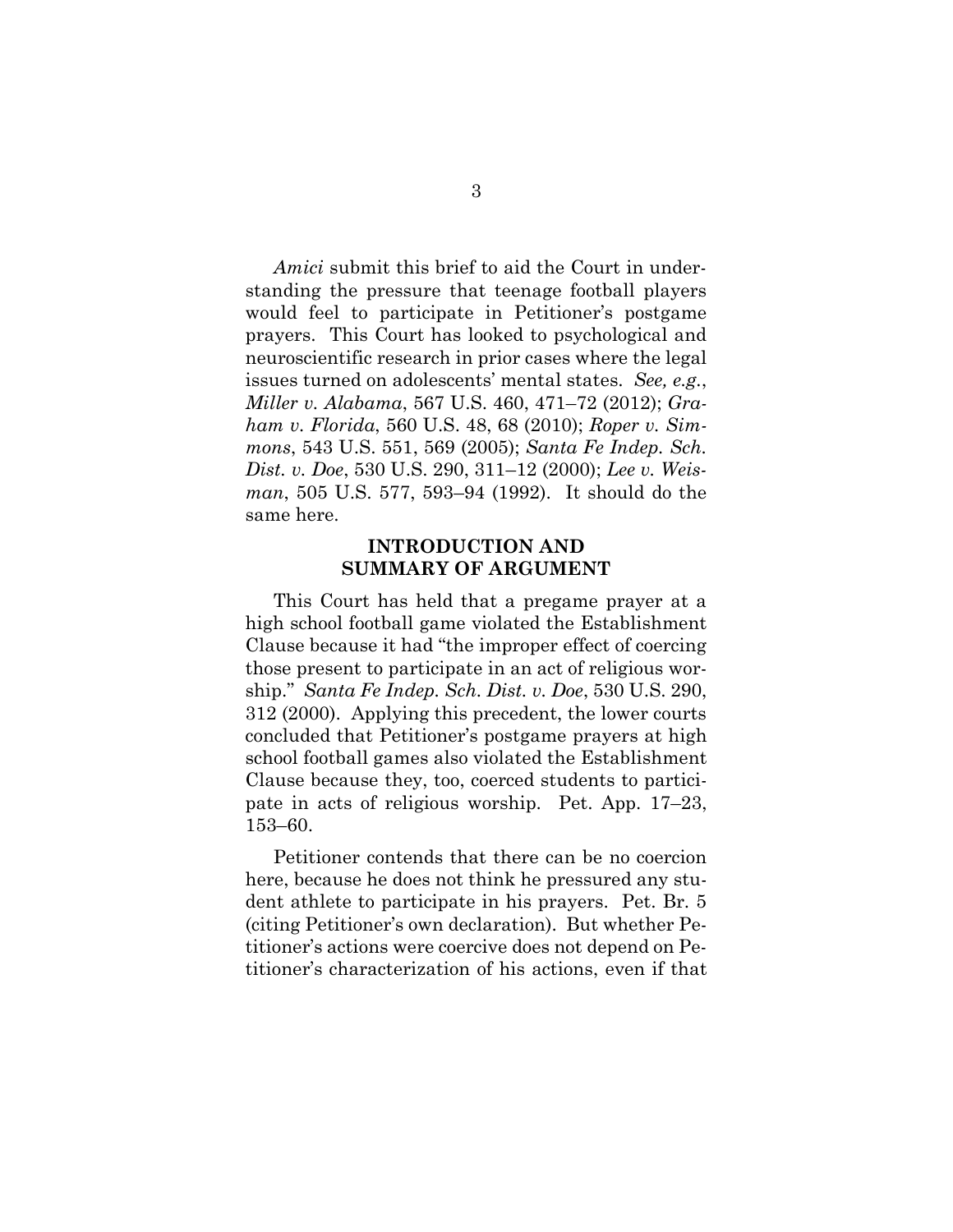*Amici* submit this brief to aid the Court in understanding the pressure that teenage football players would feel to participate in Petitioner's postgame prayers. This Court has looked to psychological and neuroscientific research in prior cases where the legal issues turned on adolescents' mental states. *See, e.g.*, *Miller v. Alabama*, 567 U.S. 460, 471–72 (2012); *Graham v. Florida*, 560 U.S. 48, 68 (2010); *Roper v. Simmons*, 543 U.S. 551, 569 (2005); *Santa Fe Indep. Sch. Dist. v. Doe*, 530 U.S. 290, 311–12 (2000); *Lee v. Weisman*, 505 U.S. 577, 593–94 (1992). It should do the same here.

## INTRODUCTION AND SUMMARY OF ARGUMENT

This Court has held that a pregame prayer at a high school football game violated the Establishment Clause because it had "the improper effect of coercing those present to participate in an act of religious worship." *Santa Fe Indep. Sch. Dist. v. Doe*, 530 U.S. 290, 312 (2000). Applying this precedent, the lower courts concluded that Petitioner's postgame prayers at high school football games also violated the Establishment Clause because they, too, coerced students to participate in acts of religious worship. Pet. App. 17–23, 153–60.

Petitioner contends that there can be no coercion here, because he does not think he pressured any student athlete to participate in his prayers. Pet. Br. 5 (citing Petitioner's own declaration). But whether Petitioner's actions were coercive does not depend on Petitioner's characterization of his actions, even if that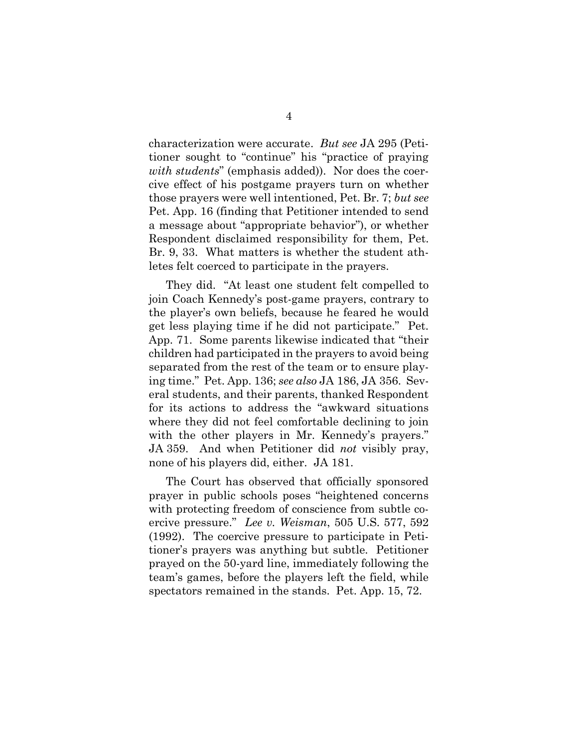characterization were accurate. *But see* JA 295 (Petitioner sought to "continue" his "practice of praying *with students*" (emphasis added)). Nor does the coercive effect of his postgame prayers turn on whether those prayers were well intentioned, Pet. Br. 7; *but see* Pet. App. 16 (finding that Petitioner intended to send a message about "appropriate behavior"), or whether Respondent disclaimed responsibility for them, Pet. Br. 9, 33. What matters is whether the student athletes felt coerced to participate in the prayers.

They did. "At least one student felt compelled to join Coach Kennedy's post-game prayers, contrary to the player's own beliefs, because he feared he would get less playing time if he did not participate." Pet. App. 71. Some parents likewise indicated that "their children had participated in the prayers to avoid being separated from the rest of the team or to ensure playing time." Pet. App. 136; *see also* JA 186, JA 356. Several students, and their parents, thanked Respondent for its actions to address the "awkward situations where they did not feel comfortable declining to join with the other players in Mr. Kennedy's prayers." JA 359. And when Petitioner did *not* visibly pray, none of his players did, either. JA 181.

The Court has observed that officially sponsored prayer in public schools poses "heightened concerns with protecting freedom of conscience from subtle coercive pressure." *Lee v. Weisman*, 505 U.S. 577, 592 (1992). The coercive pressure to participate in Petitioner's prayers was anything but subtle. Petitioner prayed on the 50-yard line, immediately following the team's games, before the players left the field, while spectators remained in the stands. Pet. App. 15, 72.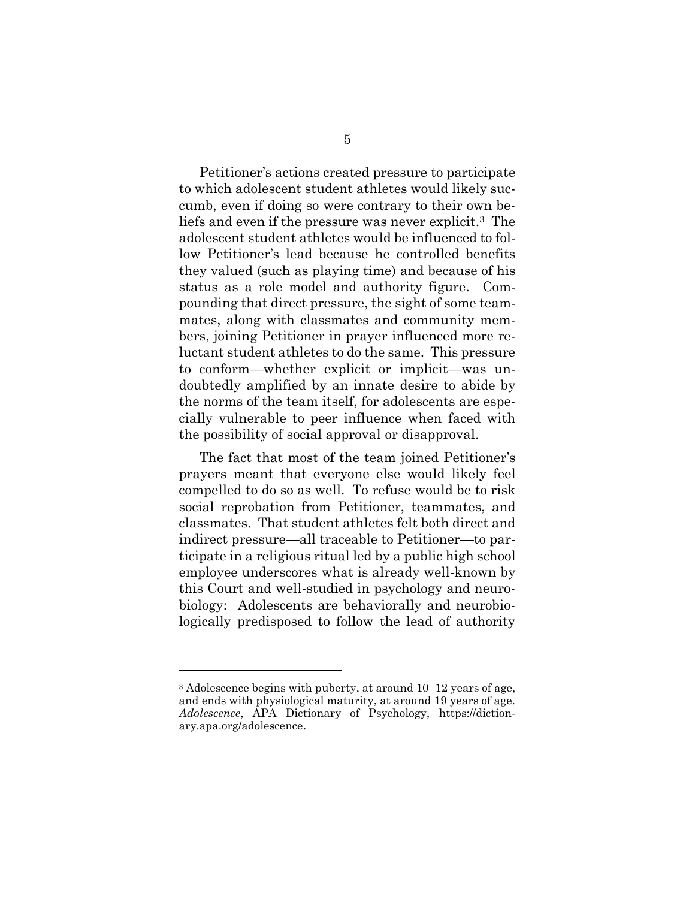Petitioner's actions created pressure to participate to which adolescent student athletes would likely succumb, even if doing so were contrary to their own beliefs and even if the pressure was never explicit.[3] The adolescent student athletes would be influenced to follow Petitioner's lead because he controlled benefits they valued (such as playing time) and because of his status as a role model and authority figure. Compounding that direct pressure, the sight of some teammates, along with classmates and community members, joining Petitioner in prayer influenced more reluctant student athletes to do the same. This pressure to conform—whether explicit or implicit—was undoubtedly amplified by an innate desire to abide by the norms of the team itself, for adolescents are especially vulnerable to peer influence when faced with the possibility of social approval or disapproval.

The fact that most of the team joined Petitioner's prayers meant that everyone else would likely feel compelled to do so as well. To refuse would be to risk social reprobation from Petitioner, teammates, and classmates. That student athletes felt both direct and indirect pressure—all traceable to Petitioner—to participate in a religious ritual led by a public high school employee underscores what is already well-known by this Court and well-studied in psychology and neurobiology: Adolescents are behaviorally and neurobiologically predisposed to follow the lead of authority

---

[3] Adolescence begins with puberty, at around 10–12 years of age, and ends with physiological maturity, at around 19 years of age. *Adolescence*, APA Dictionary of Psychology, https://dictionary.apa.org/adolescence.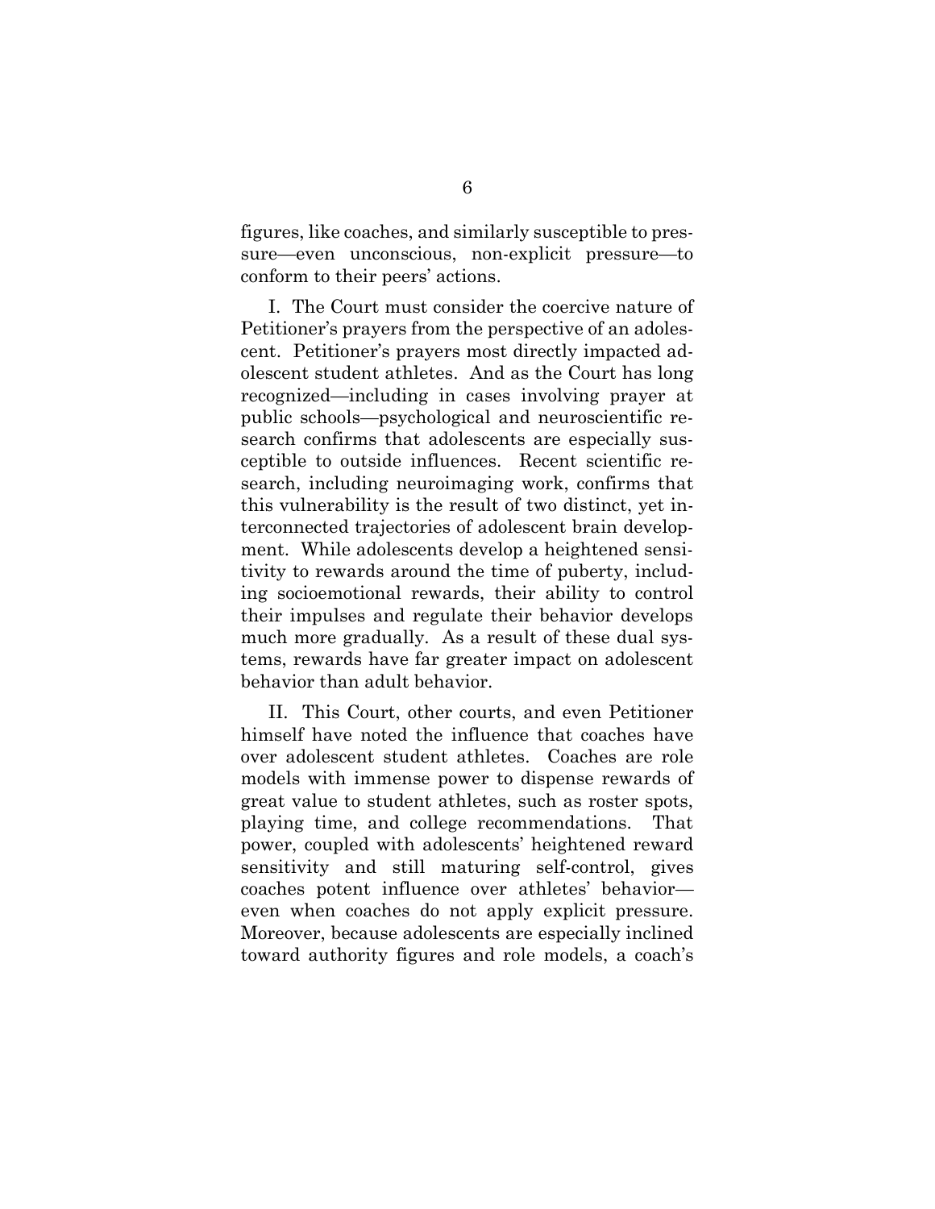figures, like coaches, and similarly susceptible to pressure—even unconscious, non-explicit pressure—to conform to their peers' actions.

I. The Court must consider the coercive nature of Petitioner's prayers from the perspective of an adolescent. Petitioner's prayers most directly impacted adolescent student athletes. And as the Court has long recognized—including in cases involving prayer at public schools—psychological and neuroscientific research confirms that adolescents are especially susceptible to outside influences. Recent scientific research, including neuroimaging work, confirms that this vulnerability is the result of two distinct, yet interconnected trajectories of adolescent brain development. While adolescents develop a heightened sensitivity to rewards around the time of puberty, including socioemotional rewards, their ability to control their impulses and regulate their behavior develops much more gradually. As a result of these dual systems, rewards have far greater impact on adolescent behavior than adult behavior.

II. This Court, other courts, and even Petitioner himself have noted the influence that coaches have over adolescent student athletes. Coaches are role models with immense power to dispense rewards of great value to student athletes, such as roster spots, playing time, and college recommendations. That power, coupled with adolescents' heightened reward sensitivity and still maturing self-control, gives coaches potent influence over athletes' behavior—even when coaches do not apply explicit pressure. Moreover, because adolescents are especially inclined toward authority figures and role models, a coach's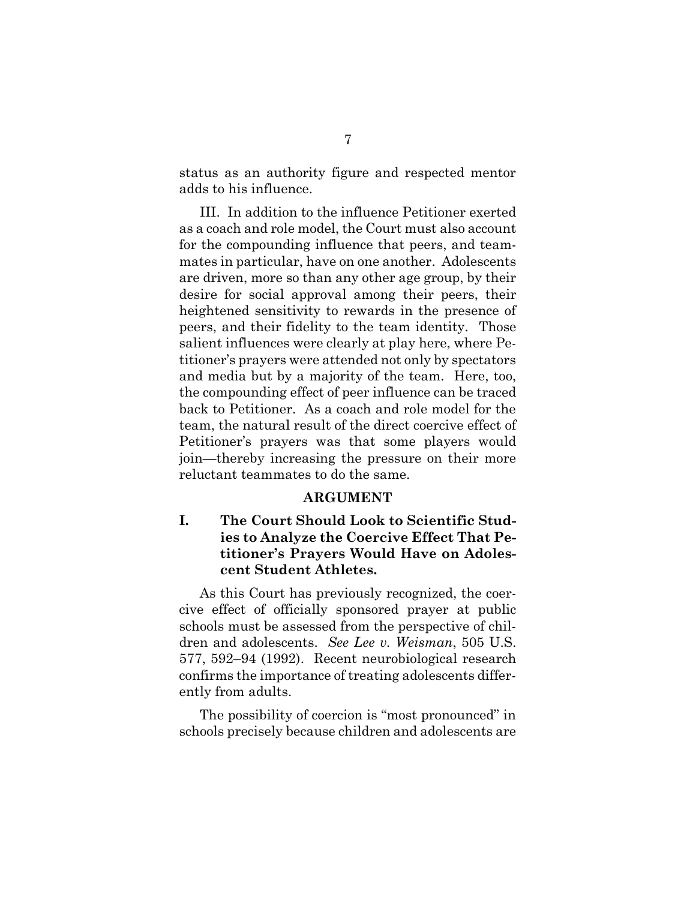status as an authority figure and respected mentor adds to his influence.

III. In addition to the influence Petitioner exerted as a coach and role model, the Court must also account for the compounding influence that peers, and teammates in particular, have on one another. Adolescents are driven, more so than any other age group, by their desire for social approval among their peers, their heightened sensitivity to rewards in the presence of peers, and their fidelity to the team identity. Those salient influences were clearly at play here, where Petitioner's prayers were attended not only by spectators and media but by a majority of the team. Here, too, the compounding effect of peer influence can be traced back to Petitioner. As a coach and role model for the team, the natural result of the direct coercive effect of Petitioner's prayers was that some players would join—thereby increasing the pressure on their more reluctant teammates to do the same.

## ARGUMENT

### I. The Court Should Look to Scientific Studies to Analyze the Coercive Effect That Petitioner's Prayers Would Have on Adolescent Student Athletes.

As this Court has previously recognized, the coercive effect of officially sponsored prayer at public schools must be assessed from the perspective of children and adolescents. *See Lee v. Weisman*, 505 U.S. 577, 592–94 (1992). Recent neurobiological research confirms the importance of treating adolescents differently from adults.

The possibility of coercion is "most pronounced" in schools precisely because children and adolescents are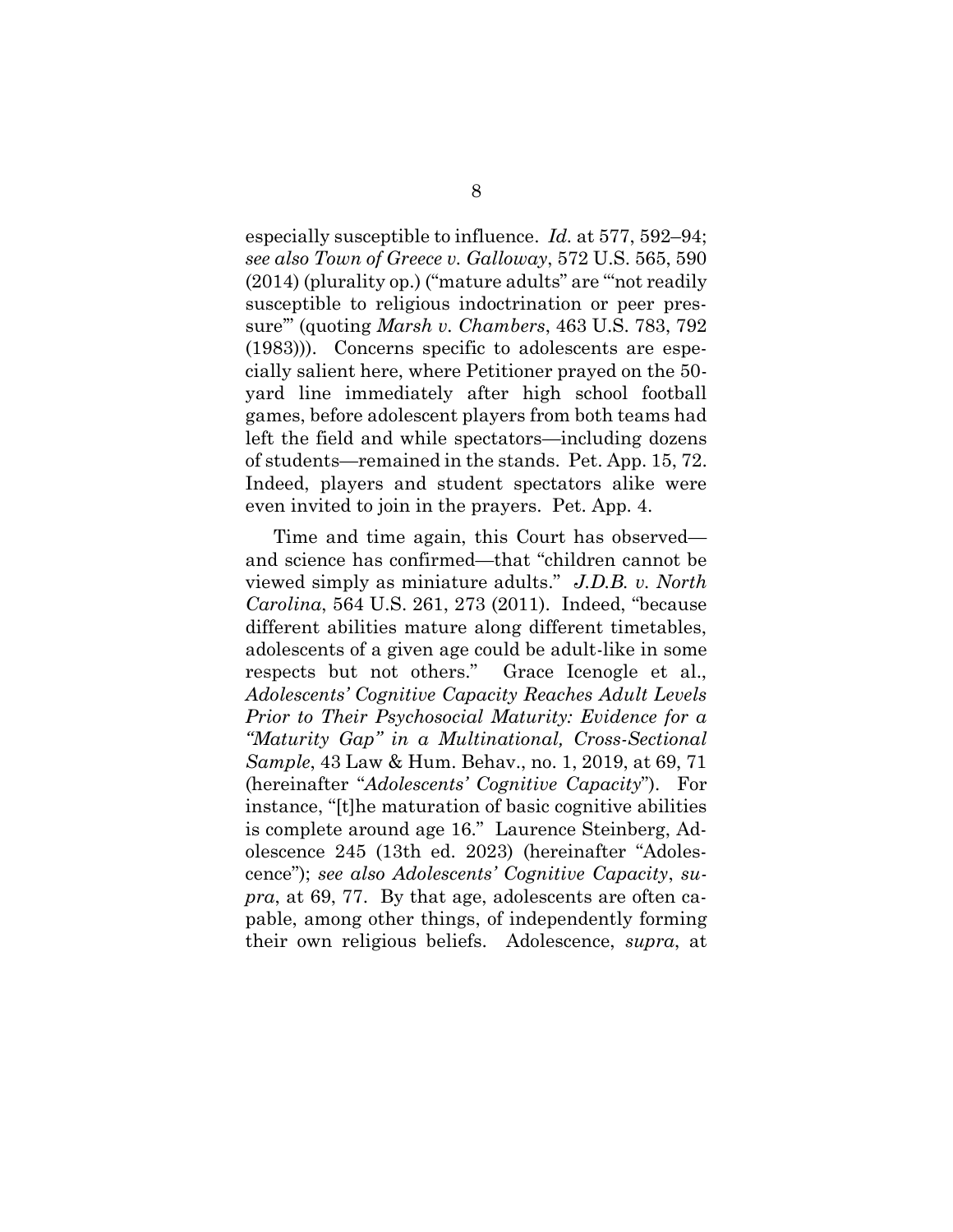especially susceptible to influence. *Id.* at 577, 592–94; *see also Town of Greece v. Galloway*, 572 U.S. 565, 590 (2014) (plurality op.) ("mature adults" are "'not readily susceptible to religious indoctrination or peer pressure'" (quoting *Marsh v. Chambers*, 463 U.S. 783, 792 (1983))). Concerns specific to adolescents are especially salient here, where Petitioner prayed on the 50-yard line immediately after high school football games, before adolescent players from both teams had left the field and while spectators—including dozens of students—remained in the stands. Pet. App. 15, 72. Indeed, players and student spectators alike were even invited to join in the prayers. Pet. App. 4.

Time and time again, this Court has observed—and science has confirmed—that "children cannot be viewed simply as miniature adults." *J.D.B. v. North Carolina*, 564 U.S. 261, 273 (2011). Indeed, "because different abilities mature along different timetables, adolescents of a given age could be adult-like in some respects but not others." Grace Icenogle et al., *Adolescents' Cognitive Capacity Reaches Adult Levels Prior to Their Psychosocial Maturity: Evidence for a "Maturity Gap" in a Multinational, Cross-Sectional Sample*, 43 Law & Hum. Behav., no. 1, 2019, at 69, 71 (hereinafter "*Adolescents' Cognitive Capacity*"). For instance, "[t]he maturation of basic cognitive abilities is complete around age 16." Laurence Steinberg, Adolescence 245 (13th ed. 2023) (hereinafter "Adolescence"); *see also Adolescents' Cognitive Capacity*, *supra*, at 69, 77. By that age, adolescents are often capable, among other things, of independently forming their own religious beliefs. Adolescence, *supra*, at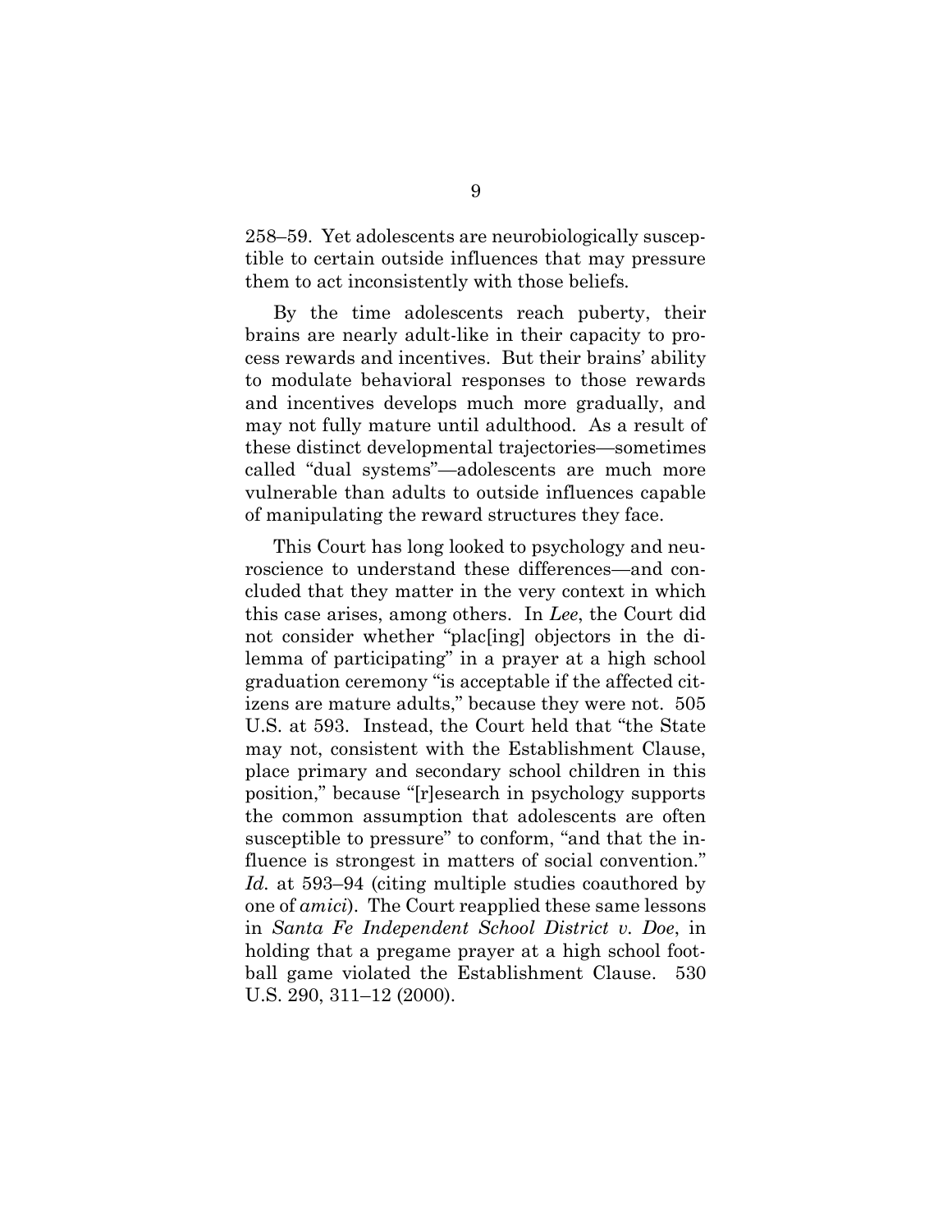258–59. Yet adolescents are neurobiologically susceptible to certain outside influences that may pressure them to act inconsistently with those beliefs.

By the time adolescents reach puberty, their brains are nearly adult-like in their capacity to process rewards and incentives. But their brains' ability to modulate behavioral responses to those rewards and incentives develops much more gradually, and may not fully mature until adulthood. As a result of these distinct developmental trajectories—sometimes called "dual systems"—adolescents are much more vulnerable than adults to outside influences capable of manipulating the reward structures they face.

This Court has long looked to psychology and neuroscience to understand these differences—and concluded that they matter in the very context in which this case arises, among others. In *Lee*, the Court did not consider whether "plac[ing] objectors in the dilemma of participating" in a prayer at a high school graduation ceremony "is acceptable if the affected citizens are mature adults," because they were not. 505 U.S. at 593. Instead, the Court held that "the State may not, consistent with the Establishment Clause, place primary and secondary school children in this position," because "[r]esearch in psychology supports the common assumption that adolescents are often susceptible to pressure" to conform, "and that the influence is strongest in matters of social convention." *Id.* at 593–94 (citing multiple studies coauthored by one of *amici*). The Court reapplied these same lessons in *Santa Fe Independent School District v. Doe*, in holding that a pregame prayer at a high school football game violated the Establishment Clause. 530 U.S. 290, 311–12 (2000).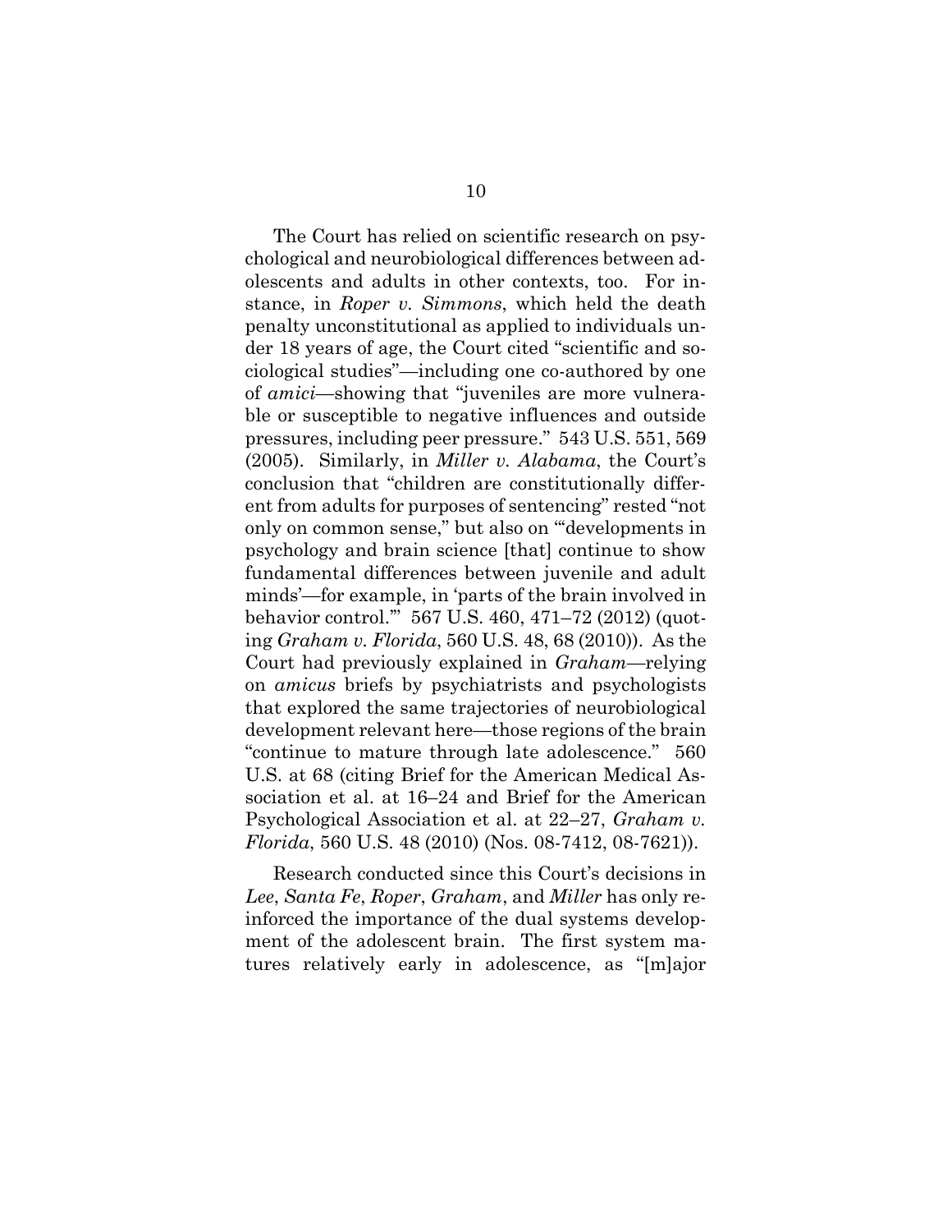The Court has relied on scientific research on psychological and neurobiological differences between adolescents and adults in other contexts, too. For instance, in *Roper v. Simmons*, which held the death penalty unconstitutional as applied to individuals under 18 years of age, the Court cited "scientific and sociological studies"—including one co-authored by one of *amici*—showing that "juveniles are more vulnerable or susceptible to negative influences and outside pressures, including peer pressure." 543 U.S. 551, 569 (2005). Similarly, in *Miller v. Alabama*, the Court's conclusion that "children are constitutionally different from adults for purposes of sentencing" rested "not only on common sense," but also on "'developments in psychology and brain science [that] continue to show fundamental differences between juvenile and adult minds'—for example, in 'parts of the brain involved in behavior control.'" 567 U.S. 460, 471–72 (2012) (quoting *Graham v. Florida*, 560 U.S. 48, 68 (2010)). As the Court had previously explained in *Graham*—relying on *amicus* briefs by psychiatrists and psychologists that explored the same trajectories of neurobiological development relevant here—those regions of the brain "continue to mature through late adolescence." 560 U.S. at 68 (citing Brief for the American Medical Association et al. at 16–24 and Brief for the American Psychological Association et al. at 22–27, *Graham v. Florida*, 560 U.S. 48 (2010) (Nos. 08-7412, 08-7621)).

Research conducted since this Court's decisions in *Lee*, *Santa Fe*, *Roper*, *Graham*, and *Miller* has only reinforced the importance of the dual systems development of the adolescent brain. The first system matures relatively early in adolescence, as "[m]ajor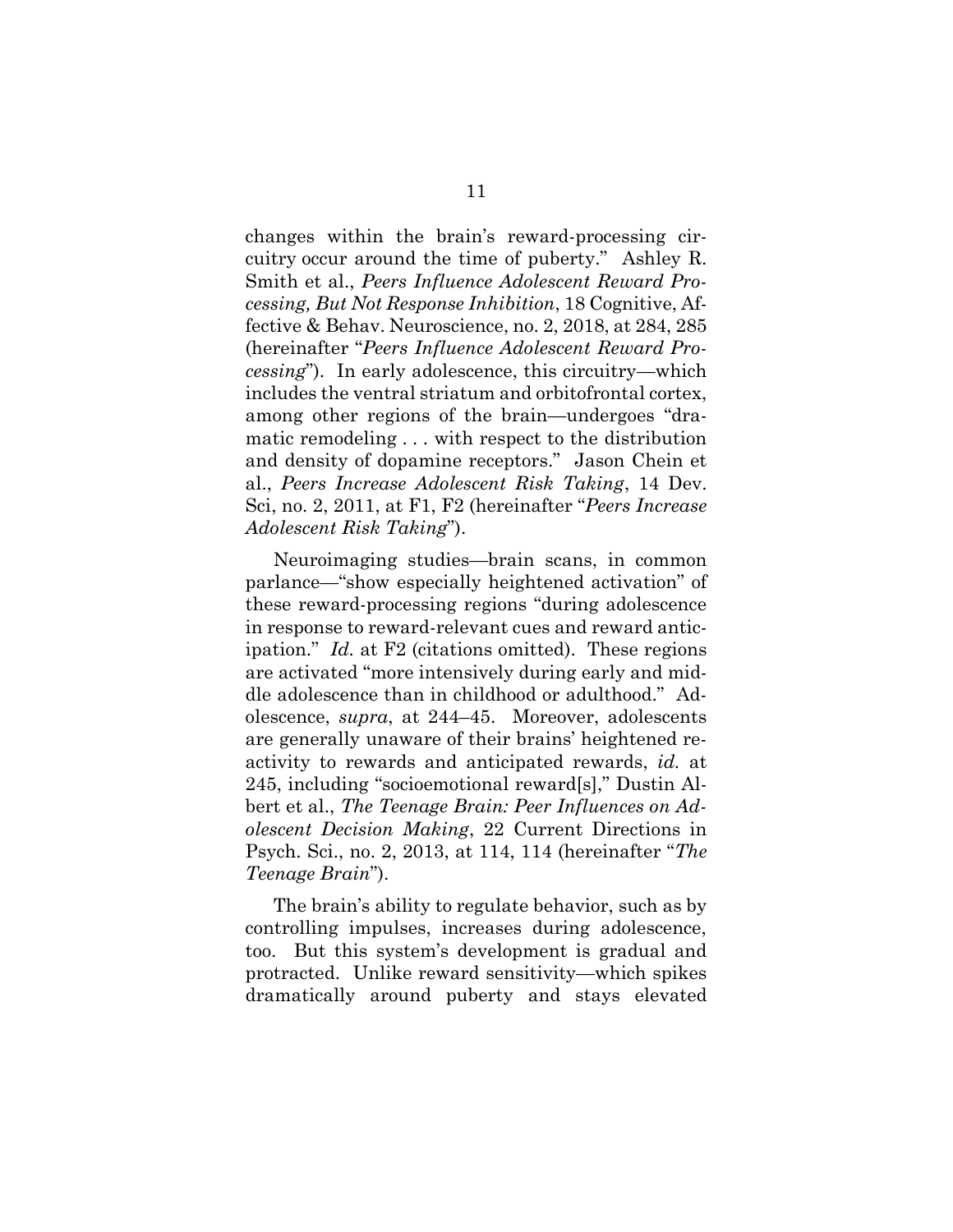changes within the brain's reward-processing circuitry occur around the time of puberty." Ashley R. Smith et al., *Peers Influence Adolescent Reward Processing, But Not Response Inhibition*, 18 Cognitive, Affective & Behav. Neuroscience, no. 2, 2018, at 284, 285 (hereinafter "*Peers Influence Adolescent Reward Processing*"). In early adolescence, this circuitry—which includes the ventral striatum and orbitofrontal cortex, among other regions of the brain—undergoes "dramatic remodeling . . . with respect to the distribution and density of dopamine receptors." Jason Chein et al., *Peers Increase Adolescent Risk Taking*, 14 Dev. Sci, no. 2, 2011, at F1, F2 (hereinafter "*Peers Increase Adolescent Risk Taking*").

Neuroimaging studies—brain scans, in common parlance—"show especially heightened activation" of these reward-processing regions "during adolescence in response to reward-relevant cues and reward anticipation." *Id.* at F2 (citations omitted). These regions are activated "more intensively during early and middle adolescence than in childhood or adulthood." Adolescence, *supra*, at 244–45. Moreover, adolescents are generally unaware of their brains' heightened reactivity to rewards and anticipated rewards, *id.* at 245, including "socioemotional reward[s]," Dustin Albert et al., *The Teenage Brain: Peer Influences on Adolescent Decision Making*, 22 Current Directions in Psych. Sci., no. 2, 2013, at 114, 114 (hereinafter "*The Teenage Brain*").

The brain's ability to regulate behavior, such as by controlling impulses, increases during adolescence, too. But this system's development is gradual and protracted. Unlike reward sensitivity—which spikes dramatically around puberty and stays elevated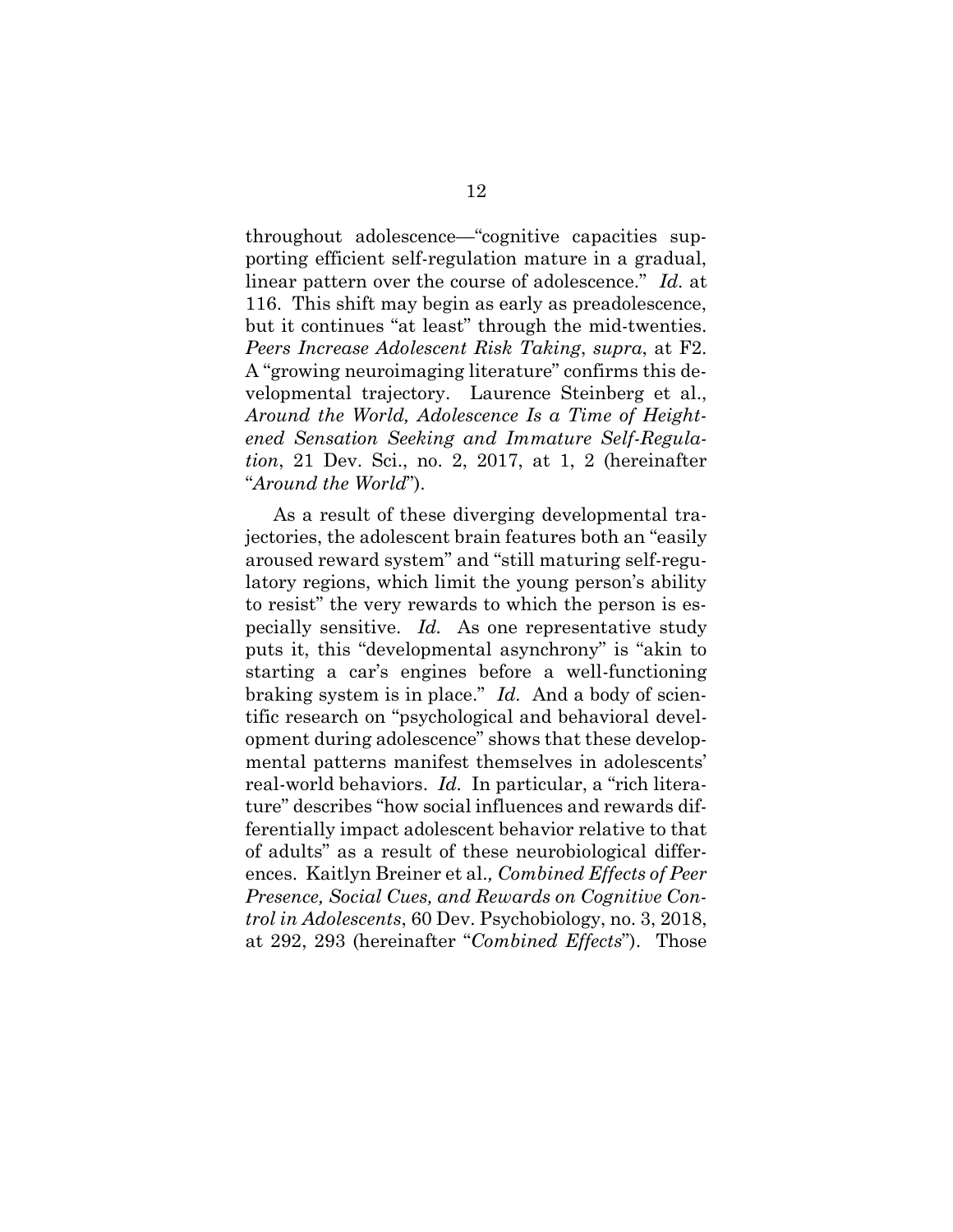throughout adolescence—"cognitive capacities supporting efficient self-regulation mature in a gradual, linear pattern over the course of adolescence." *Id.* at 116. This shift may begin as early as preadolescence, but it continues "at least" through the mid-twenties. *Peers Increase Adolescent Risk Taking*, *supra*, at F2. A "growing neuroimaging literature" confirms this developmental trajectory. Laurence Steinberg et al., *Around the World, Adolescence Is a Time of Heightened Sensation Seeking and Immature Self-Regulation*, 21 Dev. Sci., no. 2, 2017, at 1, 2 (hereinafter "*Around the World*").

As a result of these diverging developmental trajectories, the adolescent brain features both an "easily aroused reward system" and "still maturing self-regulatory regions, which limit the young person's ability to resist" the very rewards to which the person is especially sensitive. *Id.* As one representative study puts it, this "developmental asynchrony" is "akin to starting a car's engines before a well-functioning braking system is in place." *Id.* And a body of scientific research on "psychological and behavioral development during adolescence" shows that these developmental patterns manifest themselves in adolescents' real-world behaviors. *Id.* In particular, a "rich literature" describes "how social influences and rewards differentially impact adolescent behavior relative to that of adults" as a result of these neurobiological differences. Kaitlyn Breiner et al*., Combined Effects of Peer Presence, Social Cues, and Rewards on Cognitive Control in Adolescents*, 60 Dev. Psychobiology, no. 3, 2018, at 292, 293 (hereinafter "*Combined Effects*"). Those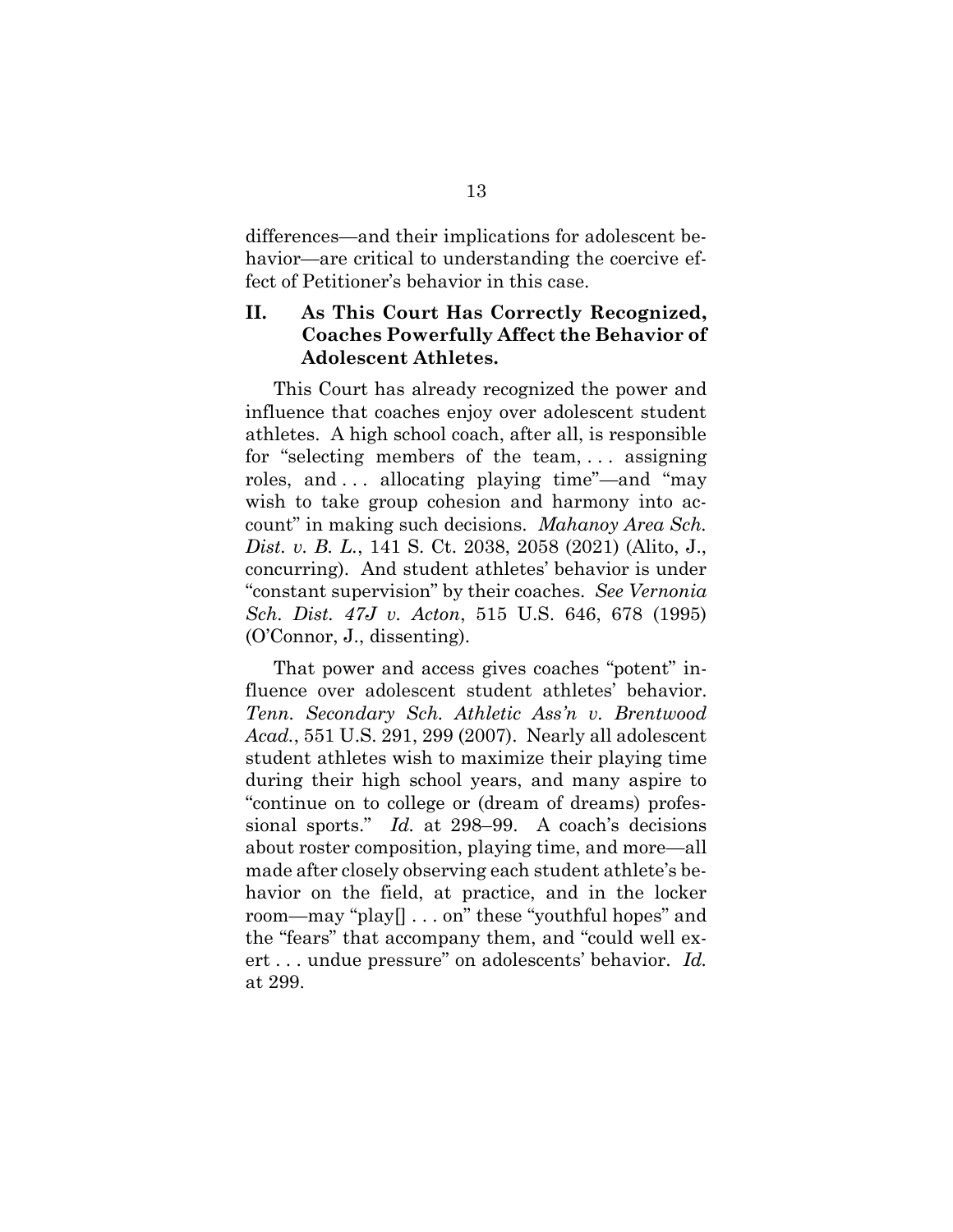differences—and their implications for adolescent behavior—are critical to understanding the coercive effect of Petitioner's behavior in this case.

## II. As This Court Has Correctly Recognized, Coaches Powerfully Affect the Behavior of Adolescent Athletes.

This Court has already recognized the power and influence that coaches enjoy over adolescent student athletes. A high school coach, after all, is responsible for "selecting members of the team, . . . assigning roles, and . . . allocating playing time"—and "may wish to take group cohesion and harmony into account" in making such decisions. *Mahanoy Area Sch. Dist. v. B. L.*, 141 S. Ct. 2038, 2058 (2021) (Alito, J., concurring). And student athletes' behavior is under "constant supervision" by their coaches. *See Vernonia Sch. Dist. 47J v. Acton*, 515 U.S. 646, 678 (1995) (O'Connor, J., dissenting).

That power and access gives coaches "potent" influence over adolescent student athletes' behavior. *Tenn. Secondary Sch. Athletic Ass'n v. Brentwood Acad.*, 551 U.S. 291, 299 (2007). Nearly all adolescent student athletes wish to maximize their playing time during their high school years, and many aspire to "continue on to college or (dream of dreams) professional sports." *Id.* at 298–99. A coach's decisions about roster composition, playing time, and more—all made after closely observing each student athlete's behavior on the field, at practice, and in the locker room—may "play[] . . . on" these "youthful hopes" and the "fears" that accompany them, and "could well exert . . . undue pressure" on adolescents' behavior. *Id.* at 299.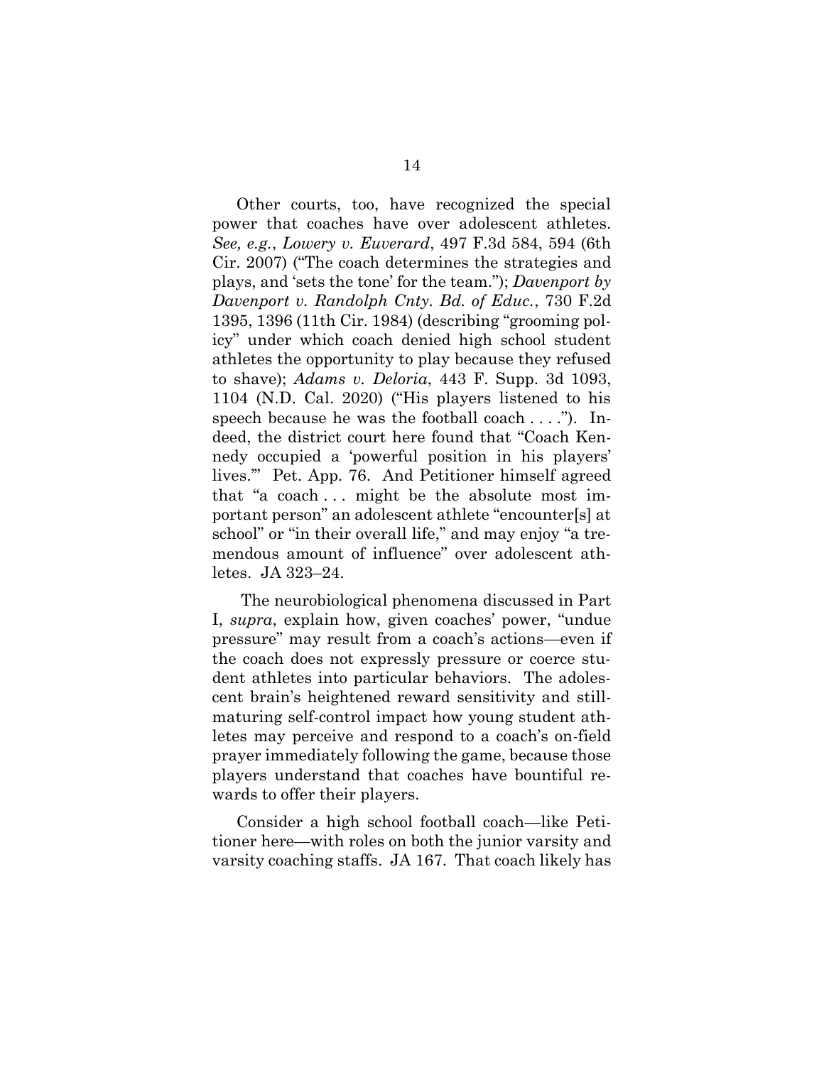Other courts, too, have recognized the special power that coaches have over adolescent athletes. *See, e.g.*, *Lowery v. Euverard*, 497 F.3d 584, 594 (6th Cir. 2007) ("The coach determines the strategies and plays, and 'sets the tone' for the team."); *Davenport by Davenport v. Randolph Cnty. Bd. of Educ.*, 730 F.2d 1395, 1396 (11th Cir. 1984) (describing "grooming policy" under which coach denied high school student athletes the opportunity to play because they refused to shave); *Adams v. Deloria*, 443 F. Supp. 3d 1093, 1104 (N.D. Cal. 2020) ("His players listened to his speech because he was the football coach . . . ."). Indeed, the district court here found that "Coach Kennedy occupied a 'powerful position in his players' lives.'" Pet. App. 76. And Petitioner himself agreed that "a coach . . . might be the absolute most important person" an adolescent athlete "encounter[s] at school" or "in their overall life," and may enjoy "a tremendous amount of influence" over adolescent athletes. JA 323–24.

The neurobiological phenomena discussed in Part I, *supra*, explain how, given coaches' power, "undue pressure" may result from a coach's actions—even if the coach does not expressly pressure or coerce student athletes into particular behaviors. The adolescent brain's heightened reward sensitivity and still-maturing self-control impact how young student athletes may perceive and respond to a coach's on-field prayer immediately following the game, because those players understand that coaches have bountiful rewards to offer their players.

Consider a high school football coach—like Petitioner here—with roles on both the junior varsity and varsity coaching staffs. JA 167. That coach likely has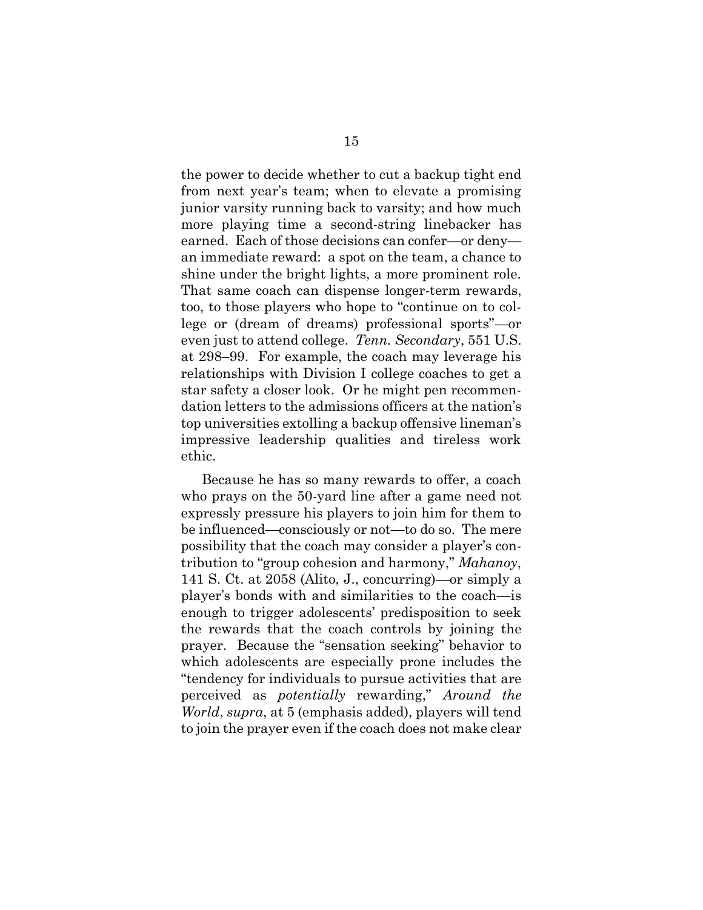the power to decide whether to cut a backup tight end from next year's team; when to elevate a promising junior varsity running back to varsity; and how much more playing time a second-string linebacker has earned. Each of those decisions can confer—or deny—an immediate reward: a spot on the team, a chance to shine under the bright lights, a more prominent role. That same coach can dispense longer-term rewards, too, to those players who hope to "continue on to college or (dream of dreams) professional sports"—or even just to attend college. *Tenn. Secondary*, 551 U.S. at 298–99. For example, the coach may leverage his relationships with Division I college coaches to get a star safety a closer look. Or he might pen recommendation letters to the admissions officers at the nation's top universities extolling a backup offensive lineman's impressive leadership qualities and tireless work ethic.

Because he has so many rewards to offer, a coach who prays on the 50-yard line after a game need not expressly pressure his players to join him for them to be influenced—consciously or not—to do so. The mere possibility that the coach may consider a player's contribution to "group cohesion and harmony," *Mahanoy*, 141 S. Ct. at 2058 (Alito, J., concurring)—or simply a player's bonds with and similarities to the coach—is enough to trigger adolescents' predisposition to seek the rewards that the coach controls by joining the prayer. Because the "sensation seeking" behavior to which adolescents are especially prone includes the "tendency for individuals to pursue activities that are perceived as *potentially* rewarding," *Around the World*, *supra*, at 5 (emphasis added), players will tend to join the prayer even if the coach does not make clear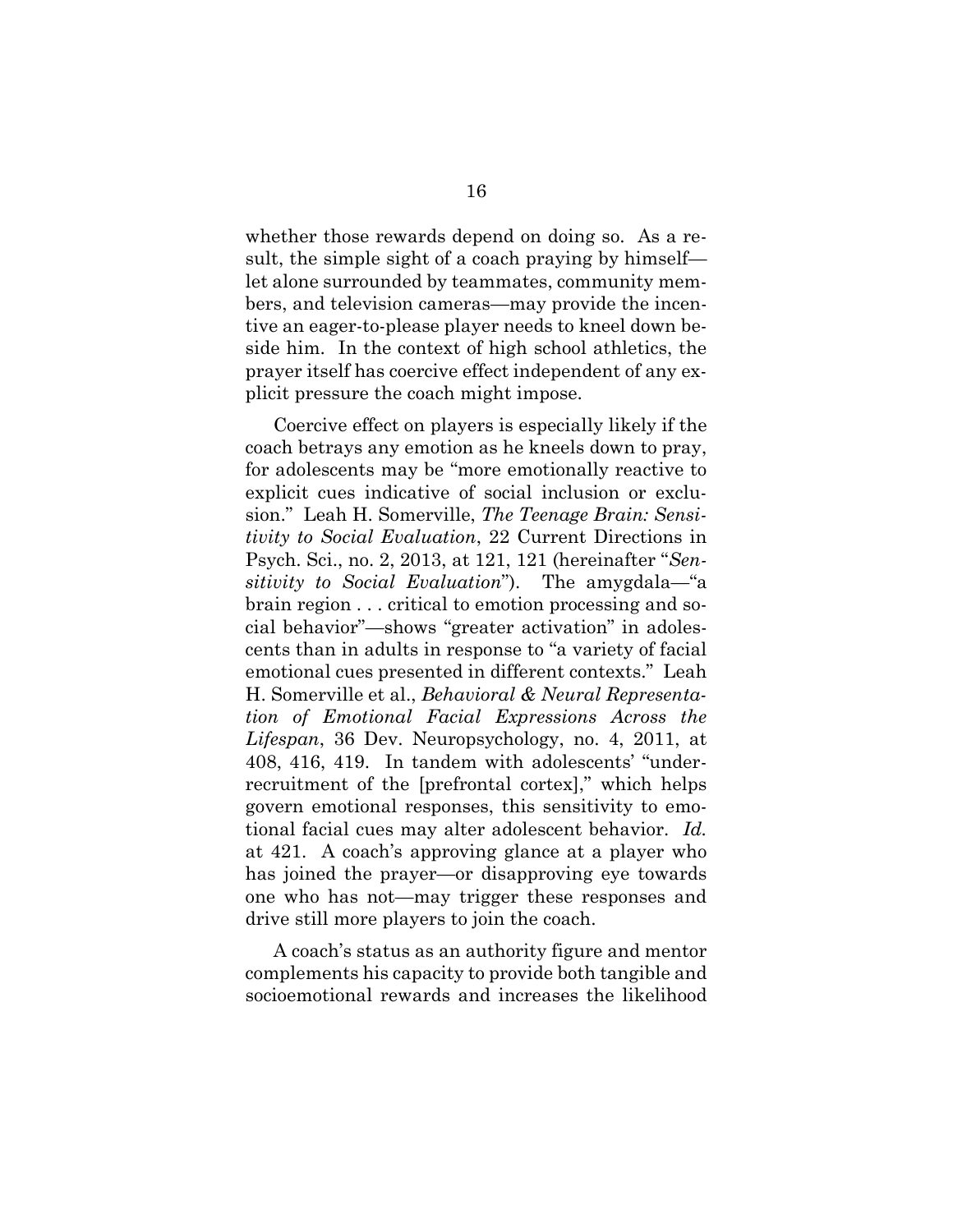whether those rewards depend on doing so. As a result, the simple sight of a coach praying by himself—let alone surrounded by teammates, community members, and television cameras—may provide the incentive an eager-to-please player needs to kneel down beside him. In the context of high school athletics, the prayer itself has coercive effect independent of any explicit pressure the coach might impose.

Coercive effect on players is especially likely if the coach betrays any emotion as he kneels down to pray, for adolescents may be "more emotionally reactive to explicit cues indicative of social inclusion or exclusion." Leah H. Somerville, *The Teenage Brain: Sensitivity to Social Evaluation*, 22 Current Directions in Psych. Sci., no. 2, 2013, at 121, 121 (hereinafter "*Sensitivity to Social Evaluation*"). The amygdala—"a brain region . . . critical to emotion processing and social behavior"—shows "greater activation" in adolescents than in adults in response to "a variety of facial emotional cues presented in different contexts." Leah H. Somerville et al., *Behavioral & Neural Representation of Emotional Facial Expressions Across the Lifespan*, 36 Dev. Neuropsychology, no. 4, 2011, at 408, 416, 419. In tandem with adolescents' "under-recruitment of the [prefrontal cortex]," which helps govern emotional responses, this sensitivity to emotional facial cues may alter adolescent behavior. *Id.* at 421. A coach's approving glance at a player who has joined the prayer—or disapproving eye towards one who has not—may trigger these responses and drive still more players to join the coach.

A coach's status as an authority figure and mentor complements his capacity to provide both tangible and socioemotional rewards and increases the likelihood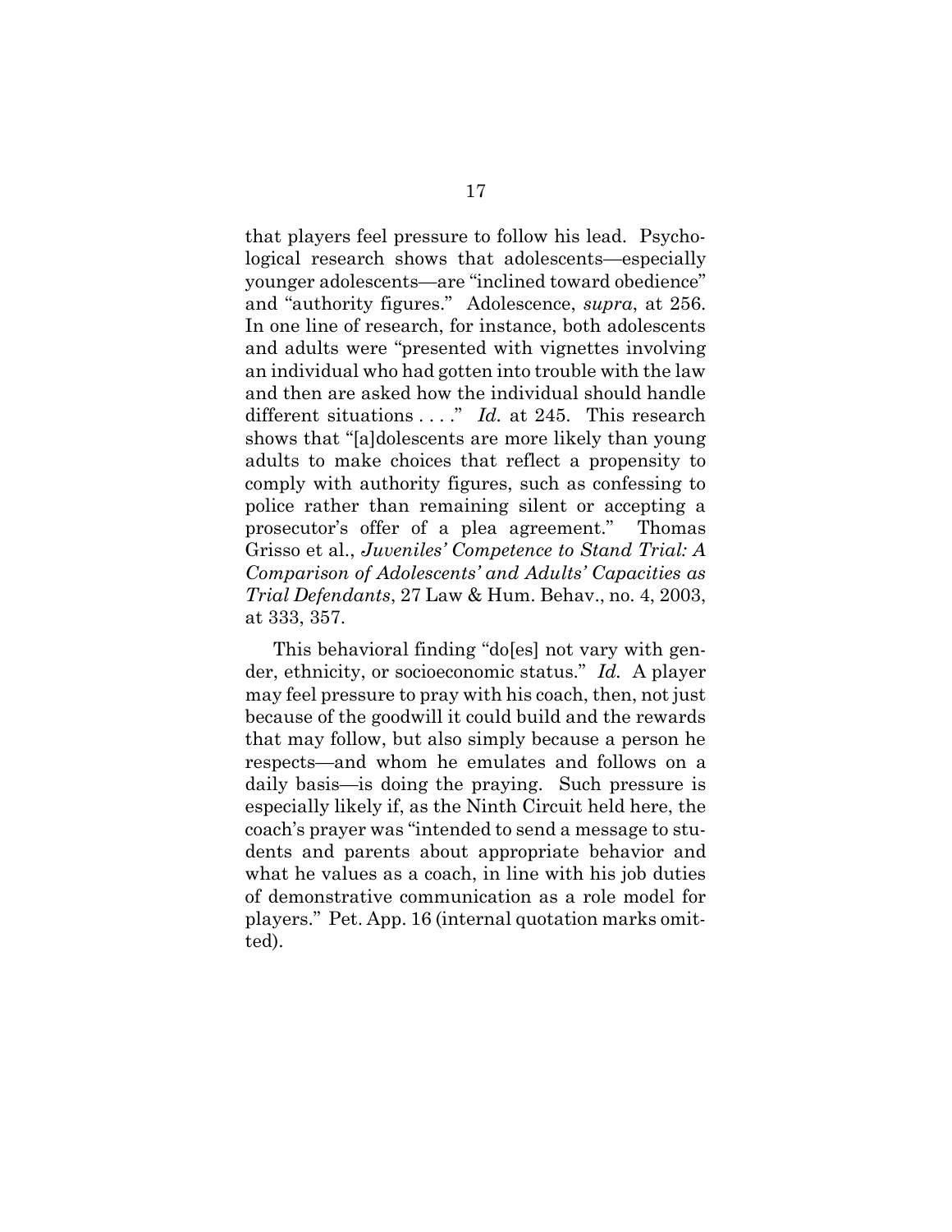that players feel pressure to follow his lead. Psychological research shows that adolescents—especially younger adolescents—are "inclined toward obedience" and "authority figures." Adolescence, *supra*, at 256. In one line of research, for instance, both adolescents and adults were "presented with vignettes involving an individual who had gotten into trouble with the law and then are asked how the individual should handle different situations . . . ." *Id.* at 245. This research shows that "[a]dolescents are more likely than young adults to make choices that reflect a propensity to comply with authority figures, such as confessing to police rather than remaining silent or accepting a prosecutor's offer of a plea agreement." Thomas Grisso et al., *Juveniles' Competence to Stand Trial: A Comparison of Adolescents' and Adults' Capacities as Trial Defendants*, 27 Law & Hum. Behav., no. 4, 2003, at 333, 357.

This behavioral finding "do[es] not vary with gender, ethnicity, or socioeconomic status." *Id.* A player may feel pressure to pray with his coach, then, not just because of the goodwill it could build and the rewards that may follow, but also simply because a person he respects—and whom he emulates and follows on a daily basis—is doing the praying. Such pressure is especially likely if, as the Ninth Circuit held here, the coach's prayer was "intended to send a message to students and parents about appropriate behavior and what he values as a coach, in line with his job duties of demonstrative communication as a role model for players." Pet. App. 16 (internal quotation marks omitted).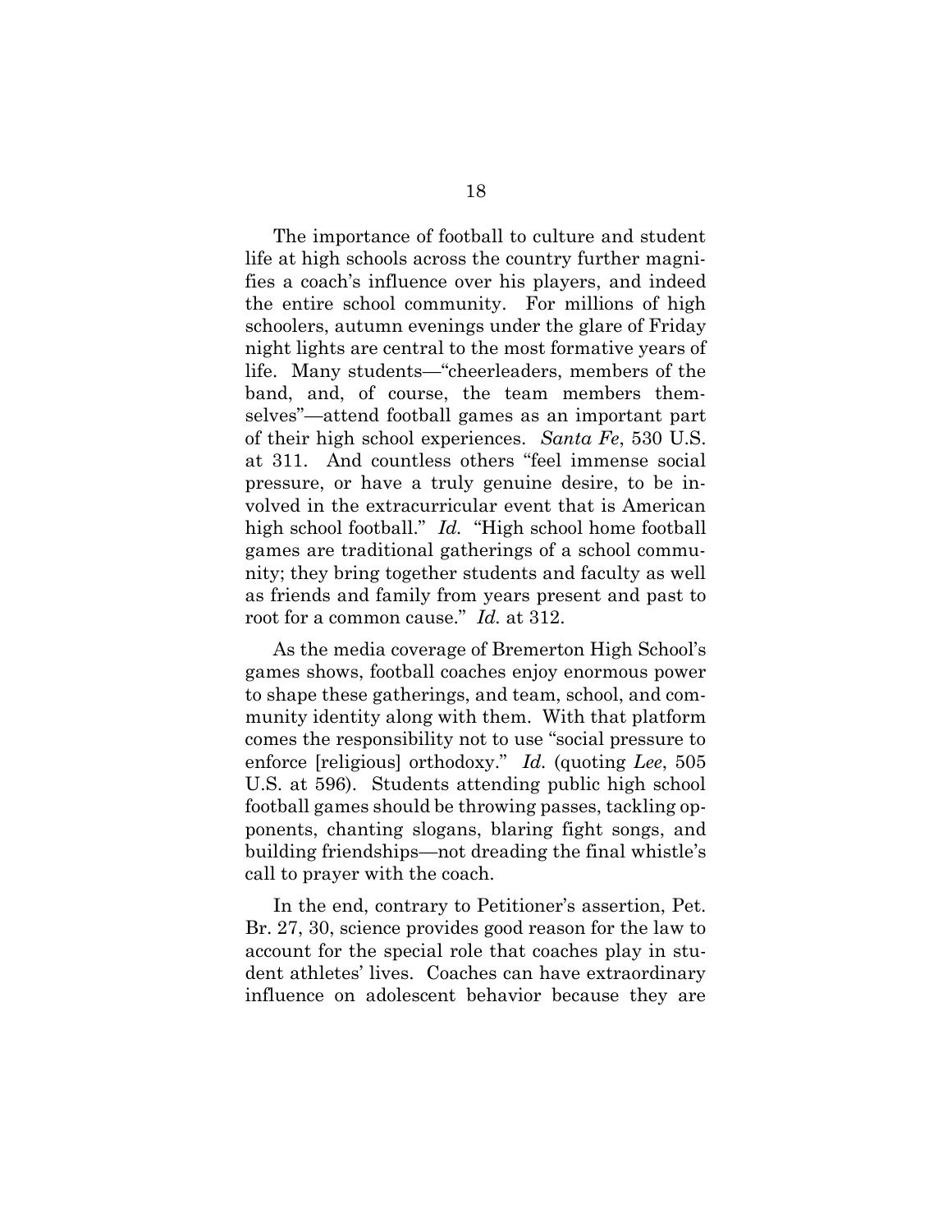The importance of football to culture and student life at high schools across the country further magnifies a coach's influence over his players, and indeed the entire school community. For millions of high schoolers, autumn evenings under the glare of Friday night lights are central to the most formative years of life. Many students—"cheerleaders, members of the band, and, of course, the team members themselves"—attend football games as an important part of their high school experiences. *Santa Fe*, 530 U.S. at 311. And countless others "feel immense social pressure, or have a truly genuine desire, to be involved in the extracurricular event that is American high school football." *Id.* "High school home football games are traditional gatherings of a school community; they bring together students and faculty as well as friends and family from years present and past to root for a common cause." *Id.* at 312.

As the media coverage of Bremerton High School's games shows, football coaches enjoy enormous power to shape these gatherings, and team, school, and community identity along with them. With that platform comes the responsibility not to use "social pressure to enforce [religious] orthodoxy." *Id.* (quoting *Lee*, 505 U.S. at 596). Students attending public high school football games should be throwing passes, tackling opponents, chanting slogans, blaring fight songs, and building friendships—not dreading the final whistle's call to prayer with the coach.

In the end, contrary to Petitioner's assertion, Pet. Br. 27, 30, science provides good reason for the law to account for the special role that coaches play in student athletes' lives. Coaches can have extraordinary influence on adolescent behavior because they are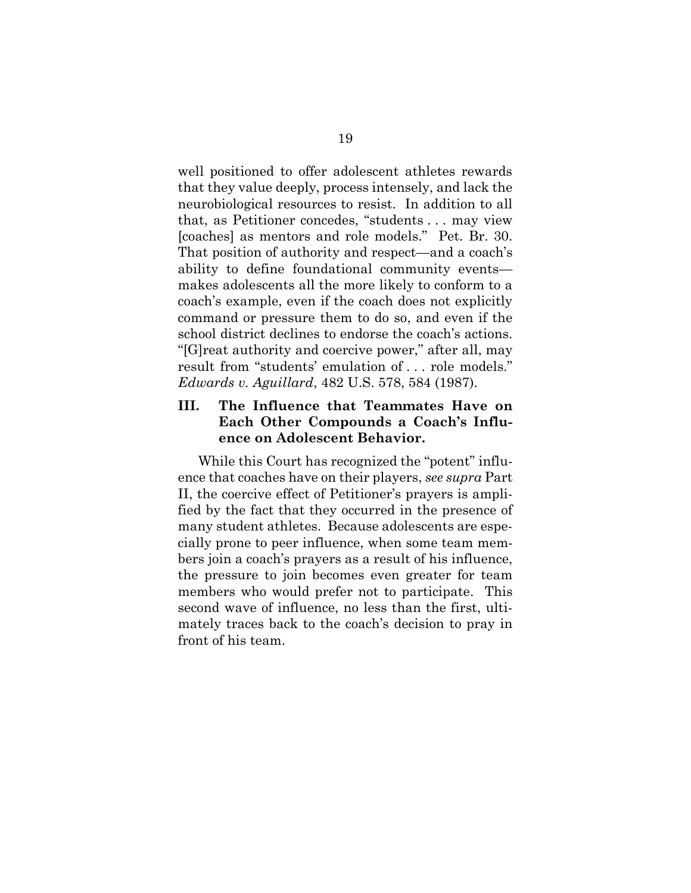well positioned to offer adolescent athletes rewards that they value deeply, process intensely, and lack the neurobiological resources to resist. In addition to all that, as Petitioner concedes, "students . . . may view [coaches] as mentors and role models." Pet. Br. 30. That position of authority and respect—and a coach's ability to define foundational community events—makes adolescents all the more likely to conform to a coach's example, even if the coach does not explicitly command or pressure them to do so, and even if the school district declines to endorse the coach's actions. "[G]reat authority and coercive power," after all, may result from "students' emulation of . . . role models." *Edwards v. Aguillard*, 482 U.S. 578, 584 (1987).

### III. The Influence that Teammates Have on Each Other Compounds a Coach's Influence on Adolescent Behavior.

While this Court has recognized the "potent" influence that coaches have on their players, *see supra* Part II, the coercive effect of Petitioner's prayers is amplified by the fact that they occurred in the presence of many student athletes. Because adolescents are especially prone to peer influence, when some team members join a coach's prayers as a result of his influence, the pressure to join becomes even greater for team members who would prefer not to participate. This second wave of influence, no less than the first, ultimately traces back to the coach's decision to pray in front of his team.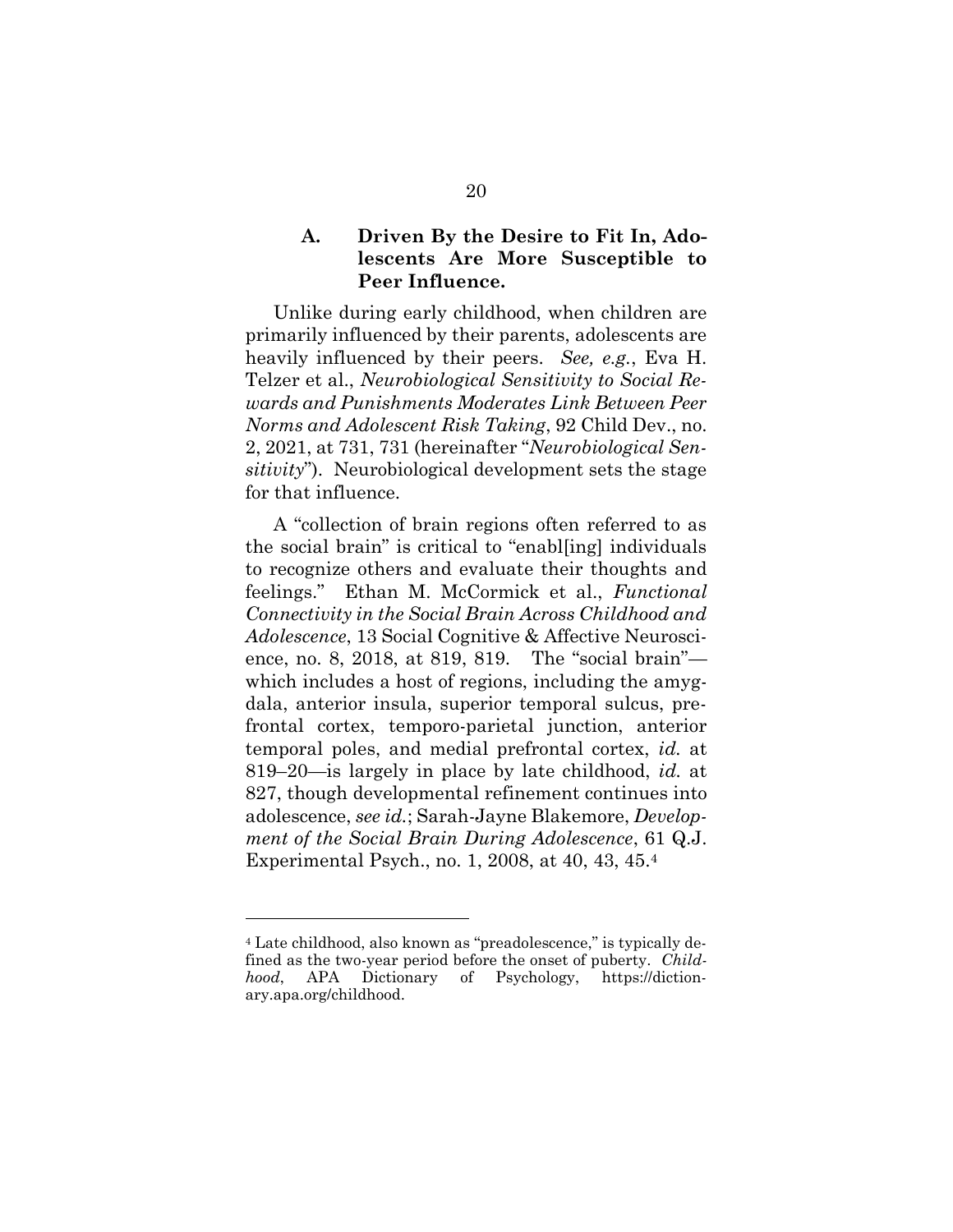### A. Driven By the Desire to Fit In, Adolescents Are More Susceptible to Peer Influence.

Unlike during early childhood, when children are primarily influenced by their parents, adolescents are heavily influenced by their peers. *See, e.g.*, Eva H. Telzer et al., *Neurobiological Sensitivity to Social Rewards and Punishments Moderates Link Between Peer Norms and Adolescent Risk Taking*, 92 Child Dev., no. 2, 2021, at 731, 731 (hereinafter "*Neurobiological Sensitivity*"). Neurobiological development sets the stage for that influence.

A "collection of brain regions often referred to as the social brain" is critical to "enabl[ing] individuals to recognize others and evaluate their thoughts and feelings." Ethan M. McCormick et al., *Functional Connectivity in the Social Brain Across Childhood and Adolescence*, 13 Social Cognitive & Affective Neuroscience, no. 8, 2018, at 819, 819. The "social brain"—which includes a host of regions, including the amygdala, anterior insula, superior temporal sulcus, prefrontal cortex, temporo-parietal junction, anterior temporal poles, and medial prefrontal cortex, *id.* at 819–20—is largely in place by late childhood, *id.* at 827, though developmental refinement continues into adolescence, *see id.*; Sarah-Jayne Blakemore, *Development of the Social Brain During Adolescence*, 61 Q.J. Experimental Psych., no. 1, 2008, at 40, 43, 45.[4]

---

[4] Late childhood, also known as "preadolescence," is typically defined as the two-year period before the onset of puberty. *Childhood*, APA Dictionary of Psychology, https://dictionary.apa.org/childhood.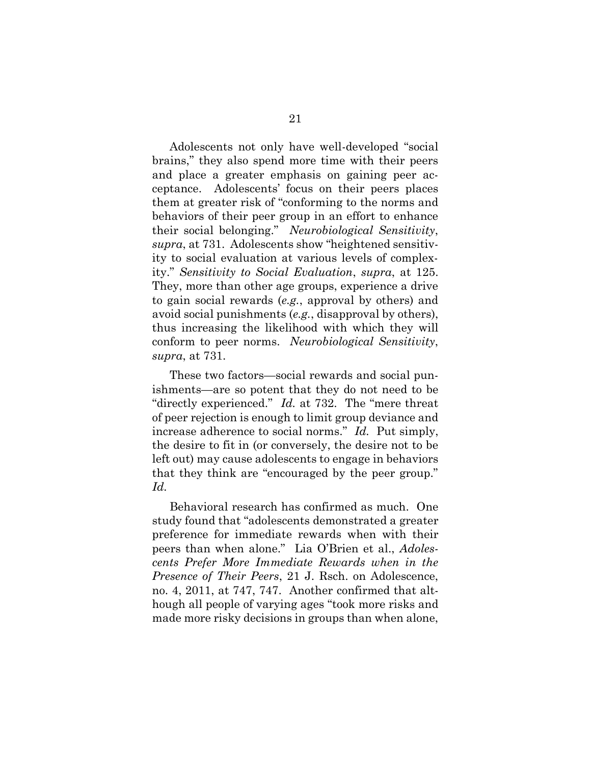Adolescents not only have well-developed "social brains," they also spend more time with their peers and place a greater emphasis on gaining peer acceptance. Adolescents' focus on their peers places them at greater risk of "conforming to the norms and behaviors of their peer group in an effort to enhance their social belonging." *Neurobiological Sensitivity*, *supra*, at 731. Adolescents show "heightened sensitivity to social evaluation at various levels of complexity." *Sensitivity to Social Evaluation*, *supra*, at 125. They, more than other age groups, experience a drive to gain social rewards (*e.g.*, approval by others) and avoid social punishments (*e.g.*, disapproval by others), thus increasing the likelihood with which they will conform to peer norms. *Neurobiological Sensitivity*, *supra*, at 731.

These two factors—social rewards and social punishments—are so potent that they do not need to be "directly experienced." *Id.* at 732. The "mere threat of peer rejection is enough to limit group deviance and increase adherence to social norms." *Id.* Put simply, the desire to fit in (or conversely, the desire not to be left out) may cause adolescents to engage in behaviors that they think are "encouraged by the peer group." *Id.*

Behavioral research has confirmed as much. One study found that "adolescents demonstrated a greater preference for immediate rewards when with their peers than when alone." Lia O'Brien et al., *Adolescents Prefer More Immediate Rewards when in the Presence of Their Peers*, 21 J. Rsch. on Adolescence, no. 4, 2011, at 747, 747. Another confirmed that although all people of varying ages "took more risks and made more risky decisions in groups than when alone,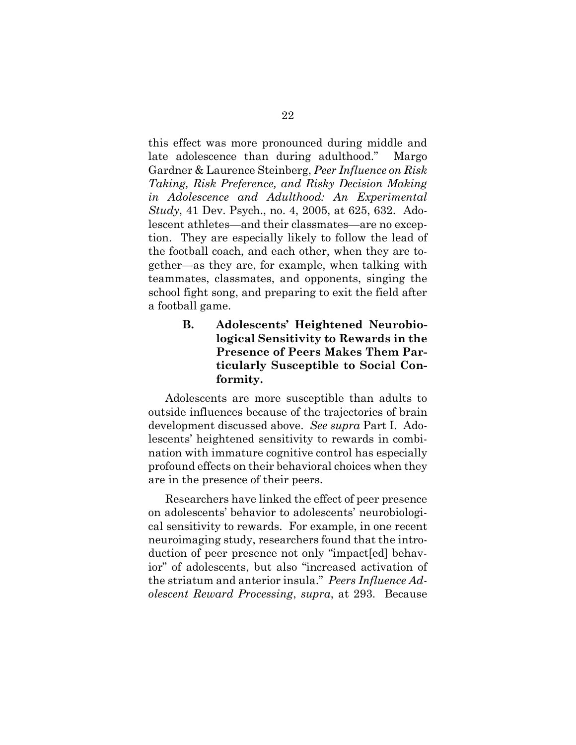this effect was more pronounced during middle and late adolescence than during adulthood." Margo Gardner & Laurence Steinberg, *Peer Influence on Risk Taking, Risk Preference, and Risky Decision Making in Adolescence and Adulthood: An Experimental Study*, 41 Dev. Psych., no. 4, 2005, at 625, 632. Adolescent athletes—and their classmates—are no exception. They are especially likely to follow the lead of the football coach, and each other, when they are together—as they are, for example, when talking with teammates, classmates, and opponents, singing the school fight song, and preparing to exit the field after a football game.

### B. Adolescents' Heightened Neurobiological Sensitivity to Rewards in the Presence of Peers Makes Them Particularly Susceptible to Social Conformity.

Adolescents are more susceptible than adults to outside influences because of the trajectories of brain development discussed above. *See supra* Part I. Adolescents' heightened sensitivity to rewards in combination with immature cognitive control has especially profound effects on their behavioral choices when they are in the presence of their peers.

Researchers have linked the effect of peer presence on adolescents' behavior to adolescents' neurobiological sensitivity to rewards. For example, in one recent neuroimaging study, researchers found that the introduction of peer presence not only "impact[ed] behavior" of adolescents, but also "increased activation of the striatum and anterior insula." *Peers Influence Adolescent Reward Processing*, *supra*, at 293. Because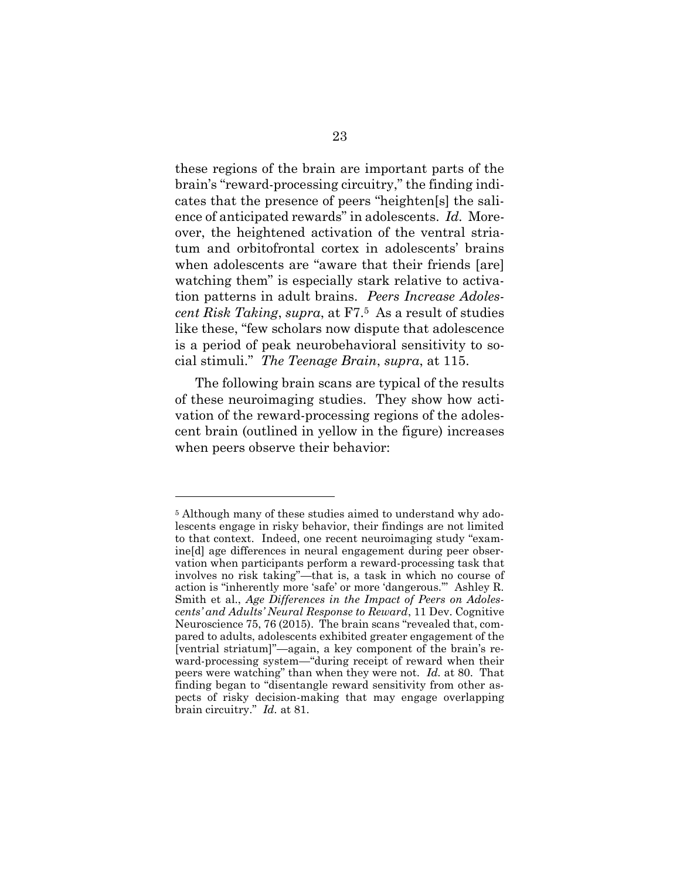these regions of the brain are important parts of the brain's "reward-processing circuitry," the finding indicates that the presence of peers "heighten[s] the salience of anticipated rewards" in adolescents. *Id.* Moreover, the heightened activation of the ventral striatum and orbitofrontal cortex in adolescents' brains when adolescents are "aware that their friends [are] watching them" is especially stark relative to activation patterns in adult brains. *Peers Increase Adolescent Risk Taking*, *supra*, at F7.[5] As a result of studies like these, "few scholars now dispute that adolescence is a period of peak neurobehavioral sensitivity to social stimuli." *The Teenage Brain*, *supra*, at 115.

The following brain scans are typical of the results of these neuroimaging studies. They show how activation of the reward-processing regions of the adolescent brain (outlined in yellow in the figure) increases when peers observe their behavior:

---

[5] Although many of these studies aimed to understand why adolescents engage in risky behavior, their findings are not limited to that context. Indeed, one recent neuroimaging study "examine[d] age differences in neural engagement during peer observation when participants perform a reward-processing task that involves no risk taking"—that is, a task in which no course of action is "inherently more 'safe' or more 'dangerous.'" Ashley R. Smith et al., *Age Differences in the Impact of Peers on Adolescents' and Adults' Neural Response to Reward*, 11 Dev. Cognitive Neuroscience 75, 76 (2015). The brain scans "revealed that, compared to adults, adolescents exhibited greater engagement of the [ventrial striatum]"—again, a key component of the brain's reward-processing system—"during receipt of reward when their peers were watching" than when they were not. *Id.* at 80. That finding began to "disentangle reward sensitivity from other aspects of risky decision-making that may engage overlapping brain circuitry." *Id.* at 81.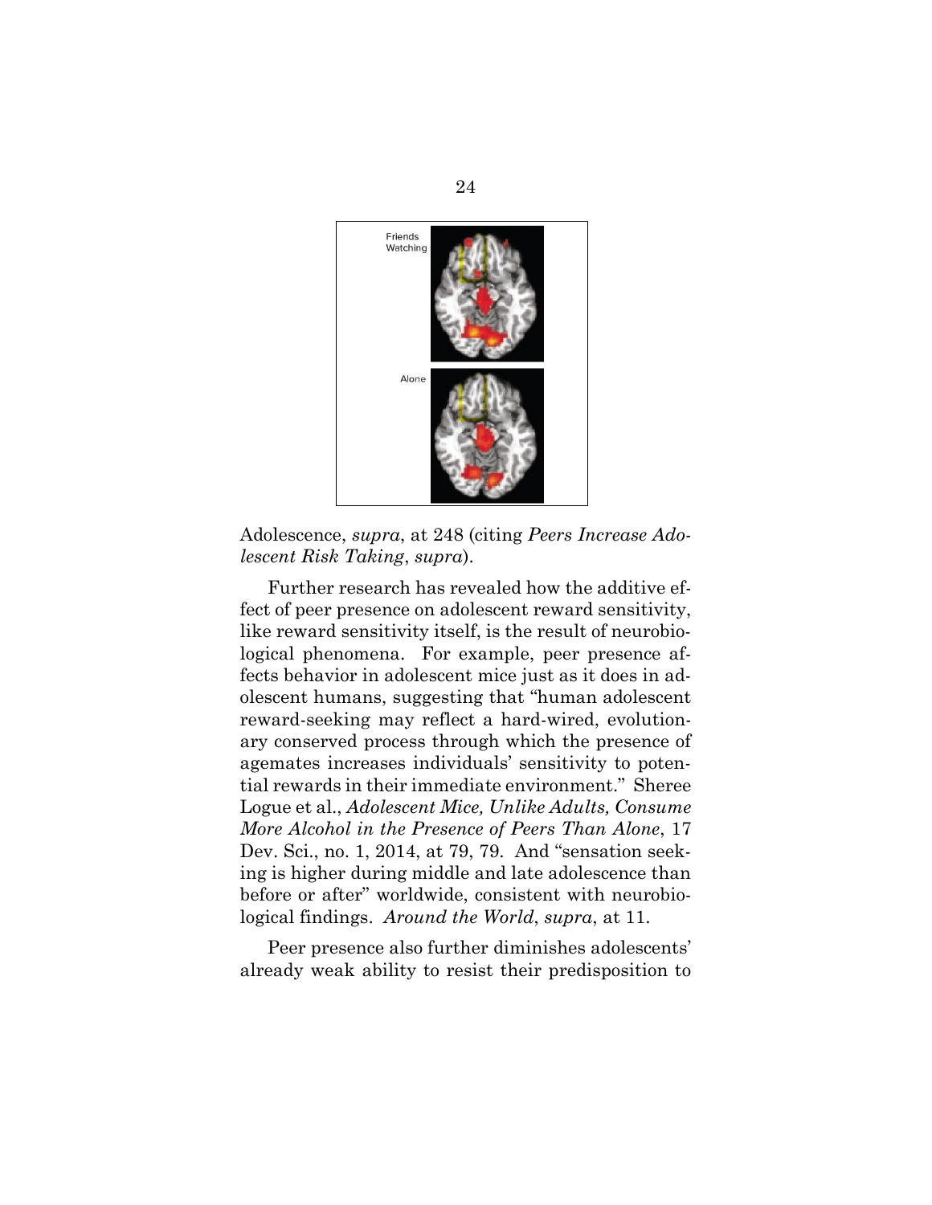Adolescence, *supra*, at 248 (citing *Peers Increase Adolescent Risk Taking*, *supra*).

Further research has revealed how the additive effect of peer presence on adolescent reward sensitivity, like reward sensitivity itself, is the result of neurobiological phenomena. For example, peer presence affects behavior in adolescent mice just as it does in adolescent humans, suggesting that "human adolescent reward-seeking may reflect a hard-wired, evolutionary conserved process through which the presence of agemates increases individuals' sensitivity to potential rewards in their immediate environment." Sheree Logue et al., *Adolescent Mice, Unlike Adults, Consume More Alcohol in the Presence of Peers Than Alone*, 17 Dev. Sci., no. 1, 2014, at 79, 79. And "sensation seeking is higher during middle and late adolescence than before or after" worldwide, consistent with neurobiological findings. *Around the World*, *supra*, at 11.

Peer presence also further diminishes adolescents' already weak ability to resist their predisposition to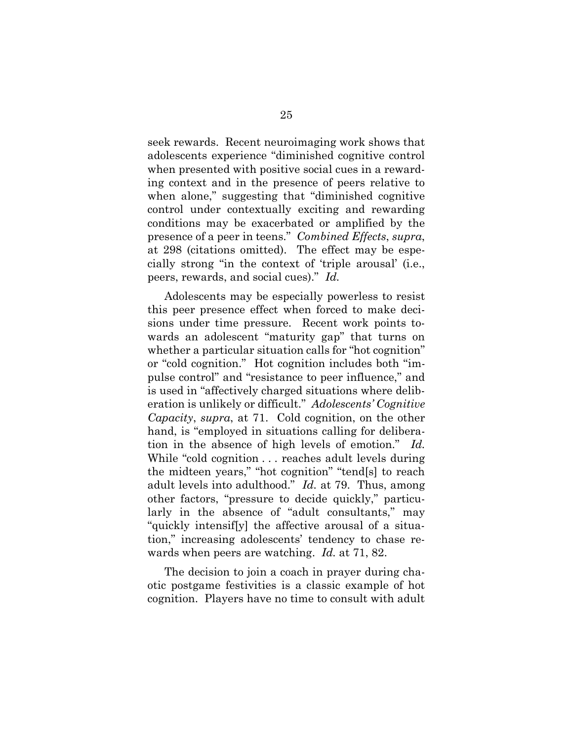seek rewards. Recent neuroimaging work shows that adolescents experience "diminished cognitive control when presented with positive social cues in a rewarding context and in the presence of peers relative to when alone," suggesting that "diminished cognitive control under contextually exciting and rewarding conditions may be exacerbated or amplified by the presence of a peer in teens." *Combined Effects*, *supra*, at 298 (citations omitted). The effect may be especially strong "in the context of 'triple arousal' (i.e., peers, rewards, and social cues)." *Id.*

Adolescents may be especially powerless to resist this peer presence effect when forced to make decisions under time pressure. Recent work points towards an adolescent "maturity gap" that turns on whether a particular situation calls for "hot cognition" or "cold cognition." Hot cognition includes both "impulse control" and "resistance to peer influence," and is used in "affectively charged situations where deliberation is unlikely or difficult." *Adolescents' Cognitive Capacity*, *supra*, at 71. Cold cognition, on the other hand, is "employed in situations calling for deliberation in the absence of high levels of emotion." *Id.* While "cold cognition . . . reaches adult levels during the midteen years," "hot cognition" "tend[s] to reach adult levels into adulthood." *Id.* at 79. Thus, among other factors, "pressure to decide quickly," particularly in the absence of "adult consultants," may "quickly intensif[y] the affective arousal of a situation," increasing adolescents' tendency to chase rewards when peers are watching. *Id.* at 71, 82.

The decision to join a coach in prayer during chaotic postgame festivities is a classic example of hot cognition. Players have no time to consult with adult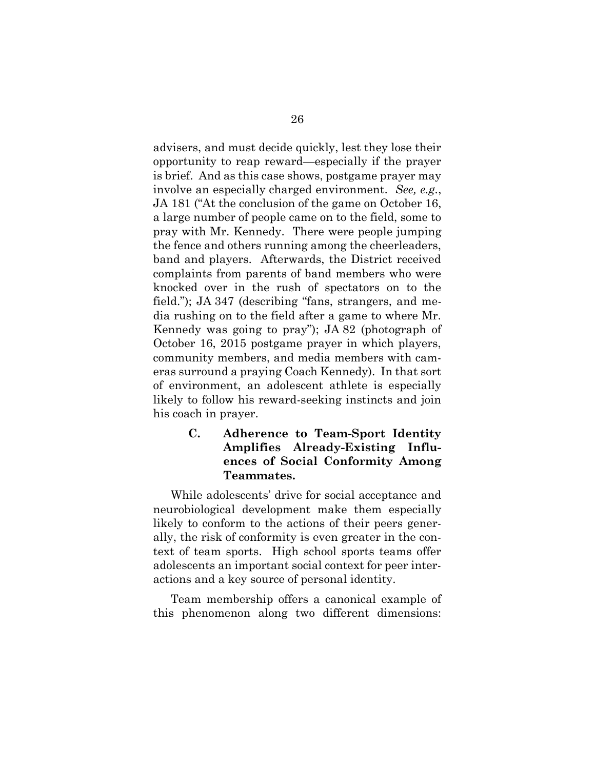advisers, and must decide quickly, lest they lose their opportunity to reap reward—especially if the prayer is brief. And as this case shows, postgame prayer may involve an especially charged environment. *See, e.g.*, JA 181 ("At the conclusion of the game on October 16, a large number of people came on to the field, some to pray with Mr. Kennedy. There were people jumping the fence and others running among the cheerleaders, band and players. Afterwards, the District received complaints from parents of band members who were knocked over in the rush of spectators on to the field."); JA 347 (describing "fans, strangers, and media rushing on to the field after a game to where Mr. Kennedy was going to pray"); JA 82 (photograph of October 16, 2015 postgame prayer in which players, community members, and media members with cameras surround a praying Coach Kennedy). In that sort of environment, an adolescent athlete is especially likely to follow his reward-seeking instincts and join his coach in prayer.

### C. Adherence to Team-Sport Identity Amplifies Already-Existing Influences of Social Conformity Among Teammates.

While adolescents' drive for social acceptance and neurobiological development make them especially likely to conform to the actions of their peers generally, the risk of conformity is even greater in the context of team sports. High school sports teams offer adolescents an important social context for peer interactions and a key source of personal identity.

Team membership offers a canonical example of this phenomenon along two different dimensions: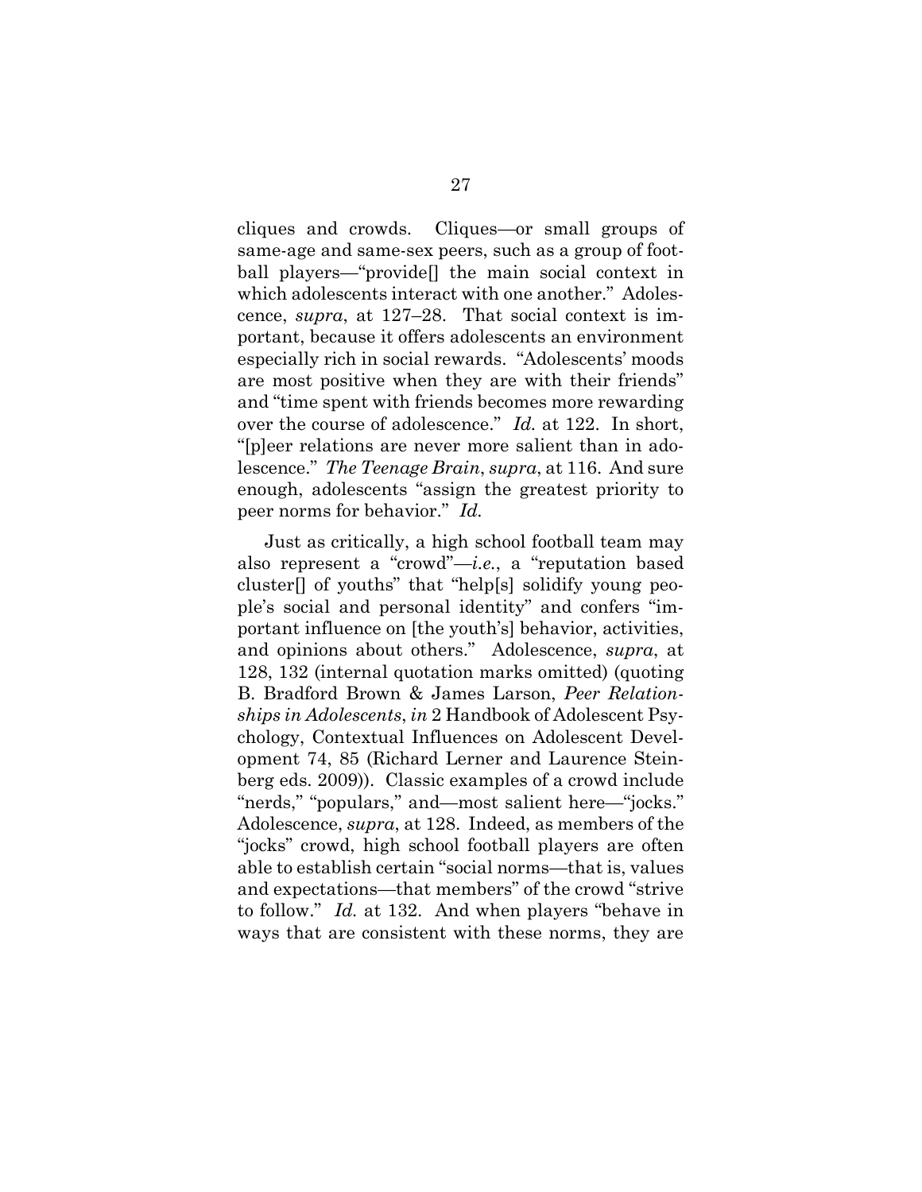cliques and crowds. Cliques—or small groups of same-age and same-sex peers, such as a group of football players—"provide[] the main social context in which adolescents interact with one another." Adolescence, *supra*, at 127–28. That social context is important, because it offers adolescents an environment especially rich in social rewards. "Adolescents' moods are most positive when they are with their friends" and "time spent with friends becomes more rewarding over the course of adolescence." *Id.* at 122. In short, "[p]eer relations are never more salient than in adolescence." *The Teenage Brain*, *supra*, at 116. And sure enough, adolescents "assign the greatest priority to peer norms for behavior." *Id.*

Just as critically, a high school football team may also represent a "crowd"—*i.e.*, a "reputation based cluster[] of youths" that "help[s] solidify young people's social and personal identity" and confers "important influence on [the youth's] behavior, activities, and opinions about others." Adolescence, *supra*, at 128, 132 (internal quotation marks omitted) (quoting B. Bradford Brown & James Larson, *Peer Relationships in Adolescents*, *in* 2 Handbook of Adolescent Psychology, Contextual Influences on Adolescent Development 74, 85 (Richard Lerner and Laurence Steinberg eds. 2009)). Classic examples of a crowd include "nerds," "populars," and—most salient here—"jocks." Adolescence, *supra*, at 128. Indeed, as members of the "jocks" crowd, high school football players are often able to establish certain "social norms—that is, values and expectations—that members" of the crowd "strive to follow." *Id.* at 132. And when players "behave in ways that are consistent with these norms, they are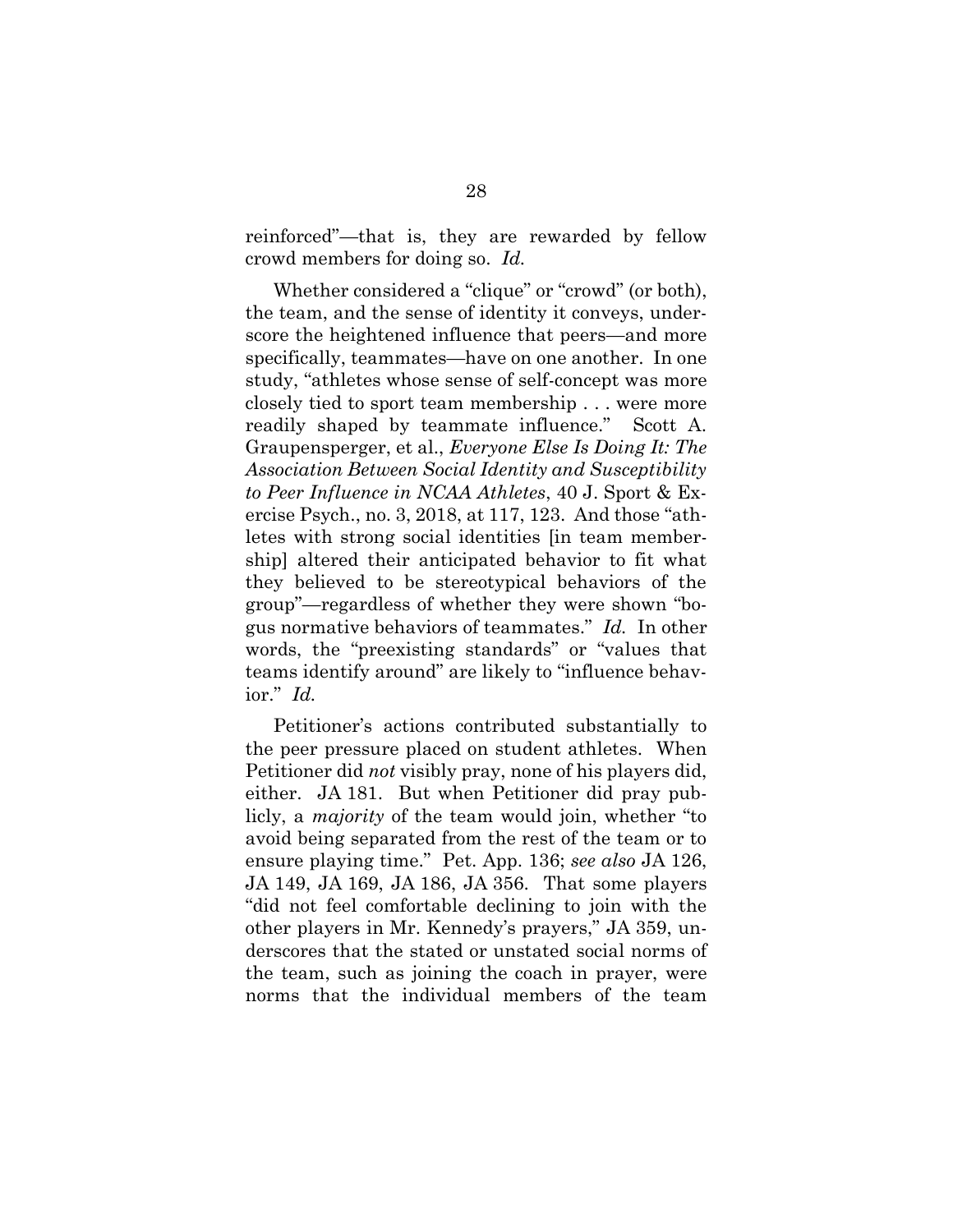reinforced"—that is, they are rewarded by fellow crowd members for doing so. *Id.*

Whether considered a "clique" or "crowd" (or both), the team, and the sense of identity it conveys, underscore the heightened influence that peers—and more specifically, teammates—have on one another. In one study, "athletes whose sense of self-concept was more closely tied to sport team membership . . . were more readily shaped by teammate influence." Scott A. Graupensperger, et al., *Everyone Else Is Doing It: The Association Between Social Identity and Susceptibility to Peer Influence in NCAA Athletes*, 40 J. Sport & Exercise Psych., no. 3, 2018, at 117, 123. And those "athletes with strong social identities [in team membership] altered their anticipated behavior to fit what they believed to be stereotypical behaviors of the group"—regardless of whether they were shown "bogus normative behaviors of teammates." *Id.* In other words, the "preexisting standards" or "values that teams identify around" are likely to "influence behavior." *Id.*

Petitioner's actions contributed substantially to the peer pressure placed on student athletes. When Petitioner did *not* visibly pray, none of his players did, either. JA 181. But when Petitioner did pray publicly, a *majority* of the team would join, whether "to avoid being separated from the rest of the team or to ensure playing time." Pet. App. 136; *see also* JA 126, JA 149, JA 169, JA 186, JA 356. That some players "did not feel comfortable declining to join with the other players in Mr. Kennedy's prayers," JA 359, underscores that the stated or unstated social norms of the team, such as joining the coach in prayer, were norms that the individual members of the team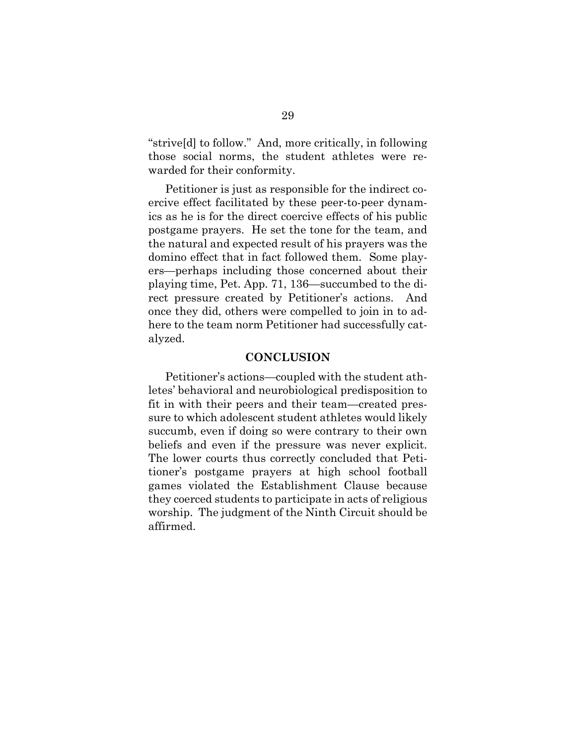"strive[d] to follow." And, more critically, in following those social norms, the student athletes were rewarded for their conformity.

Petitioner is just as responsible for the indirect coercive effect facilitated by these peer-to-peer dynamics as he is for the direct coercive effects of his public postgame prayers. He set the tone for the team, and the natural and expected result of his prayers was the domino effect that in fact followed them. Some players—perhaps including those concerned about their playing time, Pet. App. 71, 136—succumbed to the direct pressure created by Petitioner's actions. And once they did, others were compelled to join in to adhere to the team norm Petitioner had successfully catalyzed.

## CONCLUSION

Petitioner's actions—coupled with the student athletes' behavioral and neurobiological predisposition to fit in with their peers and their team—created pressure to which adolescent student athletes would likely succumb, even if doing so were contrary to their own beliefs and even if the pressure was never explicit. The lower courts thus correctly concluded that Petitioner's postgame prayers at high school football games violated the Establishment Clause because they coerced students to participate in acts of religious worship. The judgment of the Ninth Circuit should be affirmed.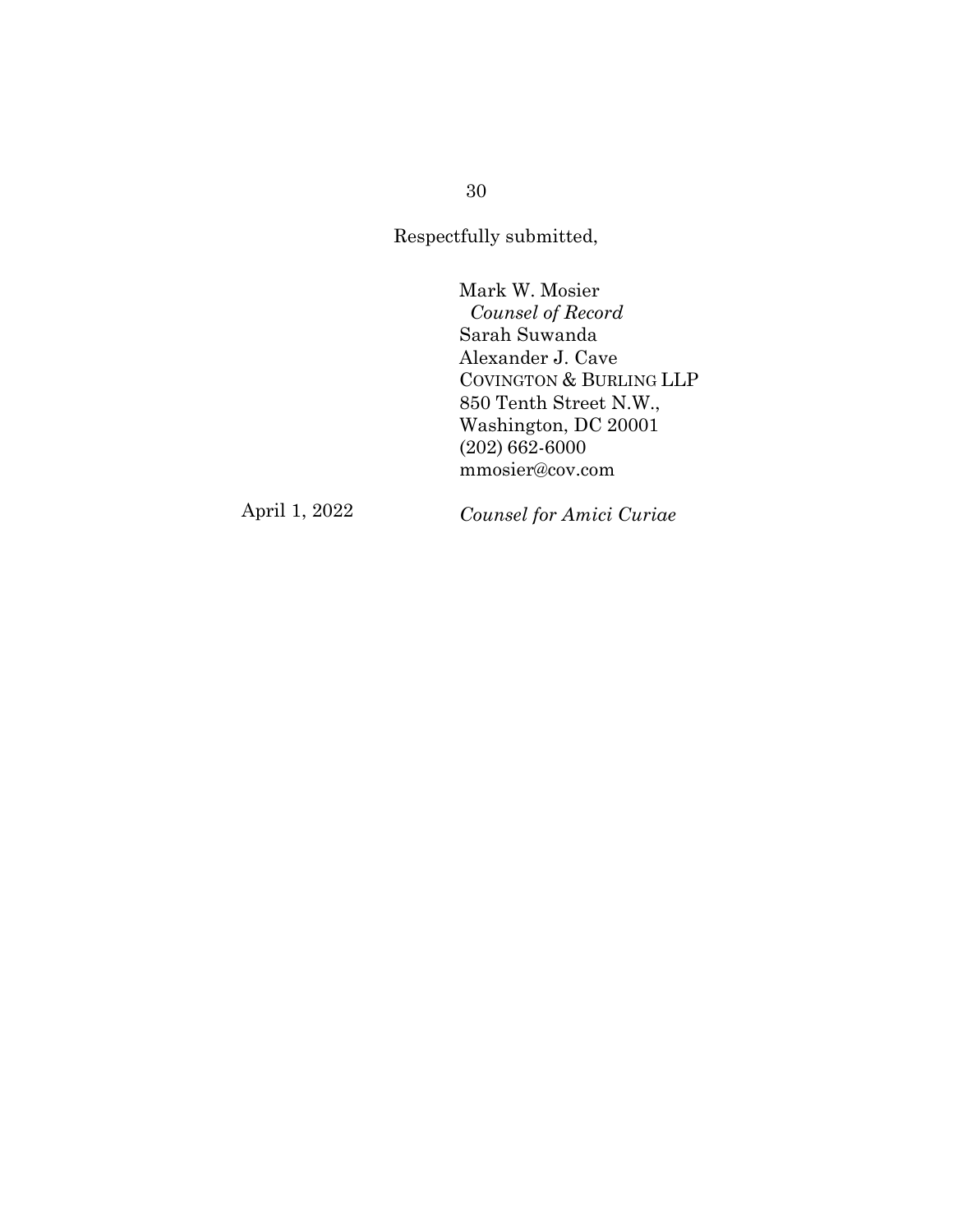Respectfully submitted,

Mark W. Mosier
*Counsel of Record*
Sarah Suwanda
Alexander J. Cave
COVINGTON & BURLING LLP
850 Tenth Street N.W.,
Washington, DC 20001
(202) 662-6000
mmosier@cov.com

April 1, 2022

*Counsel for Amici Curiae*